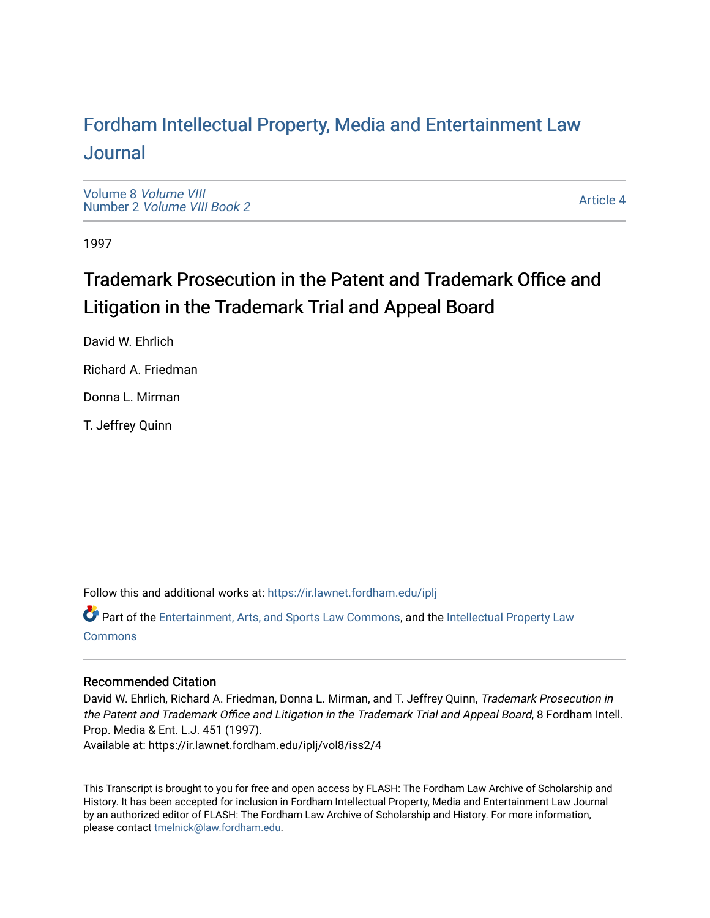# Fordham Intellectual Property, Media and Entertainment Law Journal

Volume 8 *Volume VIII*
Number 2 *Volume VIII Book 2*

Article 4

1997

## Trademark Prosecution in the Patent and Trademark Office and Litigation in the Trademark Trial and Appeal Board

David W. Ehrlich

Richard A. Friedman

Donna L. Mirman

T. Jeffrey Quinn

Follow this and additional works at: https://ir.lawnet.fordham.edu/iplj

Part of the Entertainment, Arts, and Sports Law Commons, and the Intellectual Property Law Commons

### Recommended Citation

David W. Ehrlich, Richard A. Friedman, Donna L. Mirman, and T. Jeffrey Quinn, *Trademark Prosecution in the Patent and Trademark Office and Litigation in the Trademark Trial and Appeal Board*, 8 Fordham Intell. Prop. Media & Ent. L.J. 451 (1997).
Available at: https://ir.lawnet.fordham.edu/iplj/vol8/iss2/4

This Transcript is brought to you for free and open access by FLASH: The Fordham Law Archive of Scholarship and History. It has been accepted for inclusion in Fordham Intellectual Property, Media and Entertainment Law Journal by an authorized editor of FLASH: The Fordham Law Archive of Scholarship and History. For more information, please contact tmelnick@law.fordham.edu.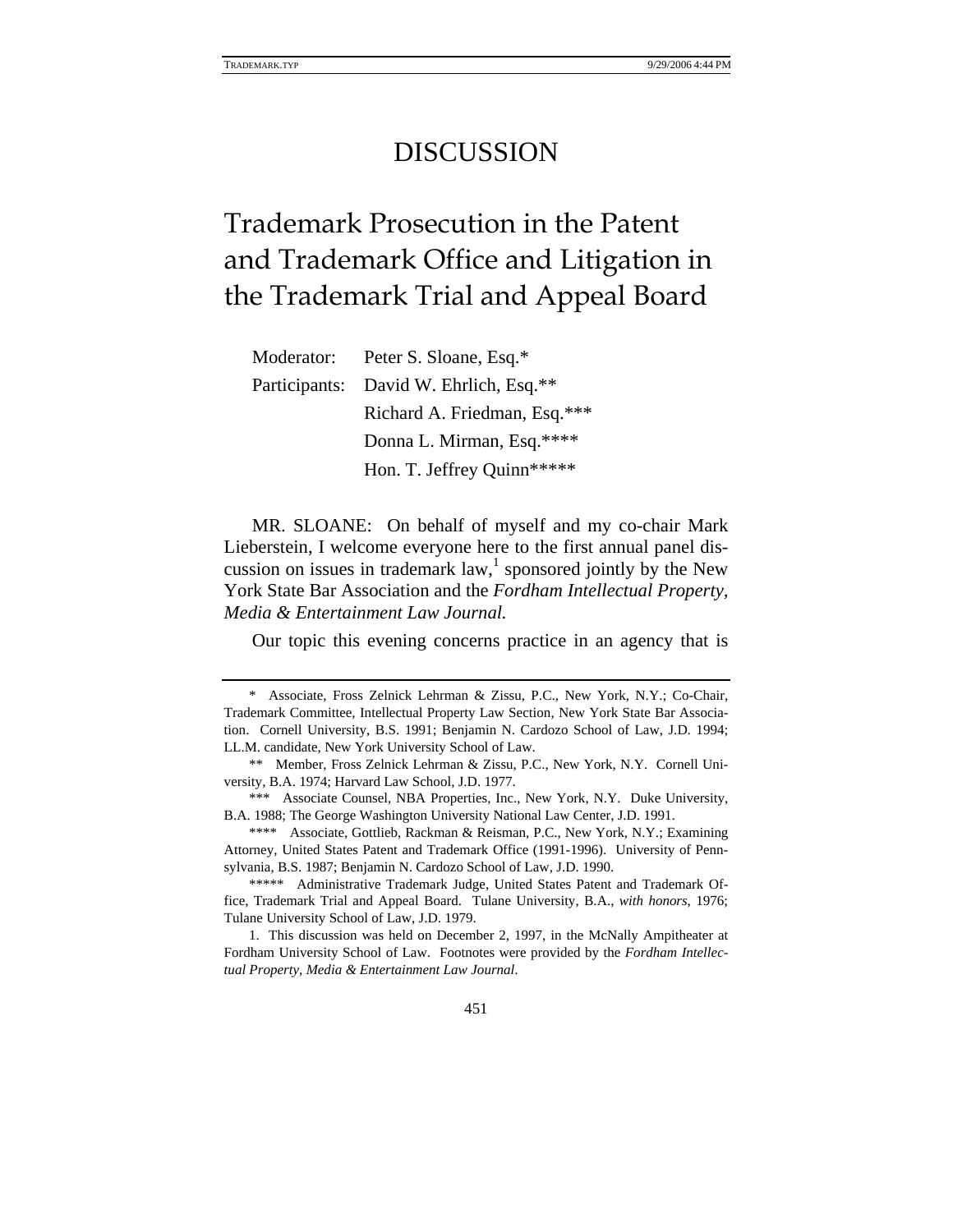# DISCUSSION

# Trademark Prosecution in the Patent and Trademark Office and Litigation in the Trademark Trial and Appeal Board

Moderator: Peter S. Sloane, Esq.*

Participants: David W. Ehrlich, Esq.**

Richard A. Friedman, Esq.***

Donna L. Mirman, Esq.****

Hon. T. Jeffrey Quinn*****

MR. SLOANE: On behalf of myself and my co-chair Mark Lieberstein, I welcome everyone here to the first annual panel discussion on issues in trademark law,[1] sponsored jointly by the New York State Bar Association and the *Fordham Intellectual Property, Media & Entertainment Law Journal.*

Our topic this evening concerns practice in an agency that is

---

\* Associate, Fross Zelnick Lehrman & Zissu, P.C., New York, N.Y.; Co-Chair, Trademark Committee, Intellectual Property Law Section, New York State Bar Association. Cornell University, B.S. 1991; Benjamin N. Cardozo School of Law, J.D. 1994; LL.M. candidate, New York University School of Law.

\** Member, Fross Zelnick Lehrman & Zissu, P.C., New York, N.Y. Cornell University, B.A. 1974; Harvard Law School, J.D. 1977.

\*** Associate Counsel, NBA Properties, Inc., New York, N.Y. Duke University, B.A. 1988; The George Washington University National Law Center, J.D. 1991.

\**** Associate, Gottlieb, Rackman & Reisman, P.C., New York, N.Y.; Examining Attorney, United States Patent and Trademark Office (1991-1996). University of Pennsylvania, B.S. 1987; Benjamin N. Cardozo School of Law, J.D. 1990.

\***** Administrative Trademark Judge, United States Patent and Trademark Office, Trademark Trial and Appeal Board. Tulane University, B.A., *with honors*, 1976; Tulane University School of Law, J.D. 1979.

1. This discussion was held on December 2, 1997, in the McNally Ampitheater at Fordham University School of Law. Footnotes were provided by the *Fordham Intellectual Property, Media & Entertainment Law Journal*.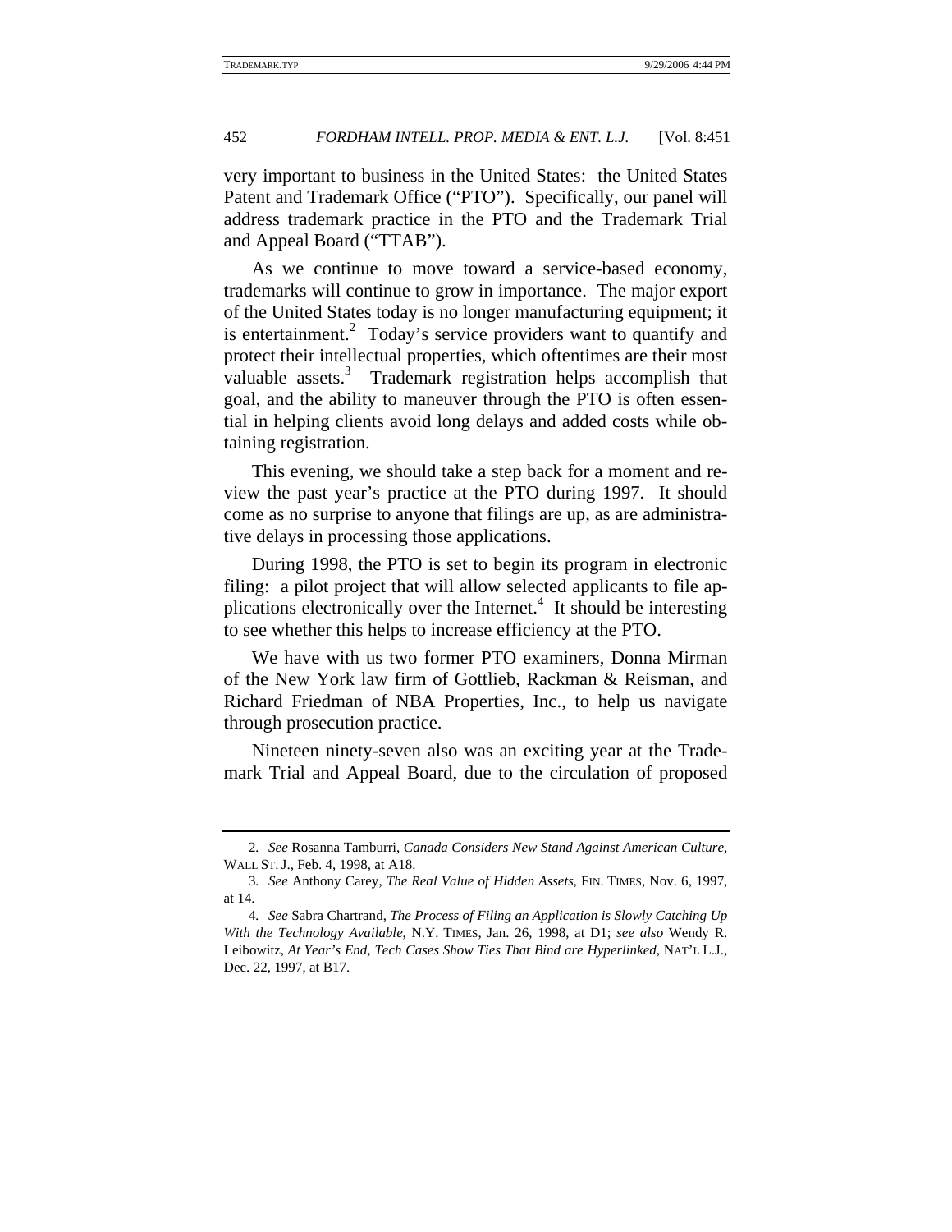very important to business in the United States: the United States Patent and Trademark Office ("PTO"). Specifically, our panel will address trademark practice in the PTO and the Trademark Trial and Appeal Board ("TTAB").

As we continue to move toward a service-based economy, trademarks will continue to grow in importance. The major export of the United States today is no longer manufacturing equipment; it is entertainment.[2] Today's service providers want to quantify and protect their intellectual properties, which oftentimes are their most valuable assets.[3] Trademark registration helps accomplish that goal, and the ability to maneuver through the PTO is often essential in helping clients avoid long delays and added costs while obtaining registration.

This evening, we should take a step back for a moment and review the past year's practice at the PTO during 1997. It should come as no surprise to anyone that filings are up, as are administrative delays in processing those applications.

During 1998, the PTO is set to begin its program in electronic filing: a pilot project that will allow selected applicants to file applications electronically over the Internet.[4] It should be interesting to see whether this helps to increase efficiency at the PTO.

We have with us two former PTO examiners, Donna Mirman of the New York law firm of Gottlieb, Rackman & Reisman, and Richard Friedman of NBA Properties, Inc., to help us navigate through prosecution practice.

Nineteen ninety-seven also was an exciting year at the Trademark Trial and Appeal Board, due to the circulation of proposed

---

2. *See* Rosanna Tamburri, *Canada Considers New Stand Against American Culture*, WALL ST. J., Feb. 4, 1998, at A18.

3. *See* Anthony Carey, *The Real Value of Hidden Assets*, FIN. TIMES, Nov. 6, 1997, at 14.

4. *See* Sabra Chartrand, *The Process of Filing an Application is Slowly Catching Up With the Technology Available*, N.Y. TIMES, Jan. 26, 1998, at D1; *see also* Wendy R. Leibowitz, *At Year's End, Tech Cases Show Ties That Bind are Hyperlinked*, NAT'L L.J., Dec. 22, 1997, at B17.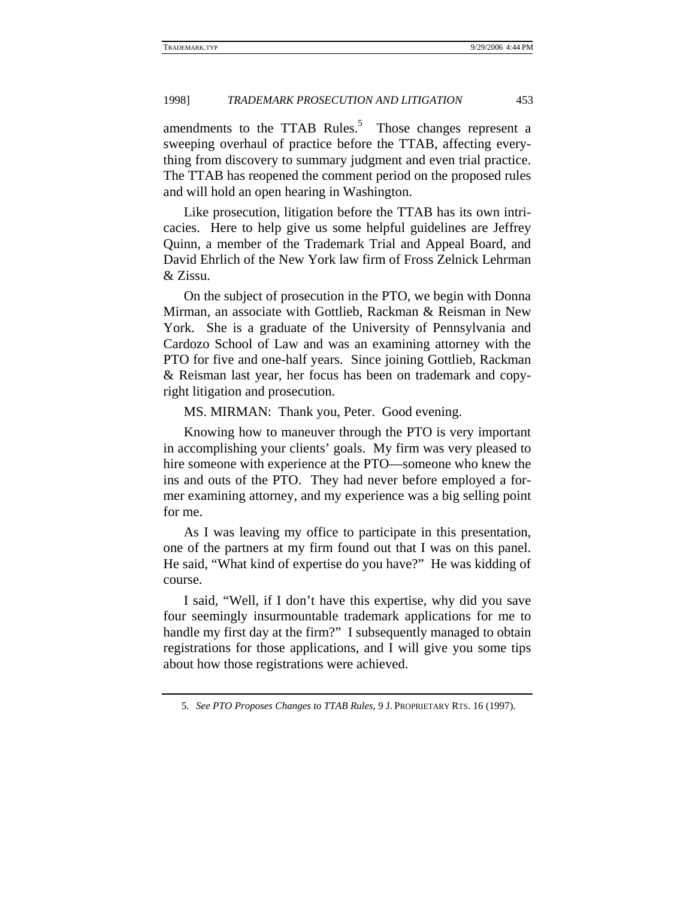amendments to the TTAB Rules.[5] Those changes represent a sweeping overhaul of practice before the TTAB, affecting everything from discovery to summary judgment and even trial practice. The TTAB has reopened the comment period on the proposed rules and will hold an open hearing in Washington.

Like prosecution, litigation before the TTAB has its own intricacies. Here to help give us some helpful guidelines are Jeffrey Quinn, a member of the Trademark Trial and Appeal Board, and David Ehrlich of the New York law firm of Fross Zelnick Lehrman & Zissu.

On the subject of prosecution in the PTO, we begin with Donna Mirman, an associate with Gottlieb, Rackman & Reisman in New York. She is a graduate of the University of Pennsylvania and Cardozo School of Law and was an examining attorney with the PTO for five and one-half years. Since joining Gottlieb, Rackman & Reisman last year, her focus has been on trademark and copyright litigation and prosecution.

MS. MIRMAN: Thank you, Peter. Good evening.

Knowing how to maneuver through the PTO is very important in accomplishing your clients' goals. My firm was very pleased to hire someone with experience at the PTO—someone who knew the ins and outs of the PTO. They had never before employed a former examining attorney, and my experience was a big selling point for me.

As I was leaving my office to participate in this presentation, one of the partners at my firm found out that I was on this panel. He said, "What kind of expertise do you have?" He was kidding of course.

I said, "Well, if I don't have this expertise, why did you save four seemingly insurmountable trademark applications for me to handle my first day at the firm?" I subsequently managed to obtain registrations for those applications, and I will give you some tips about how those registrations were achieved.

---

5. *See PTO Proposes Changes to TTAB Rules*, 9 J. PROPRIETARY RTS. 16 (1997).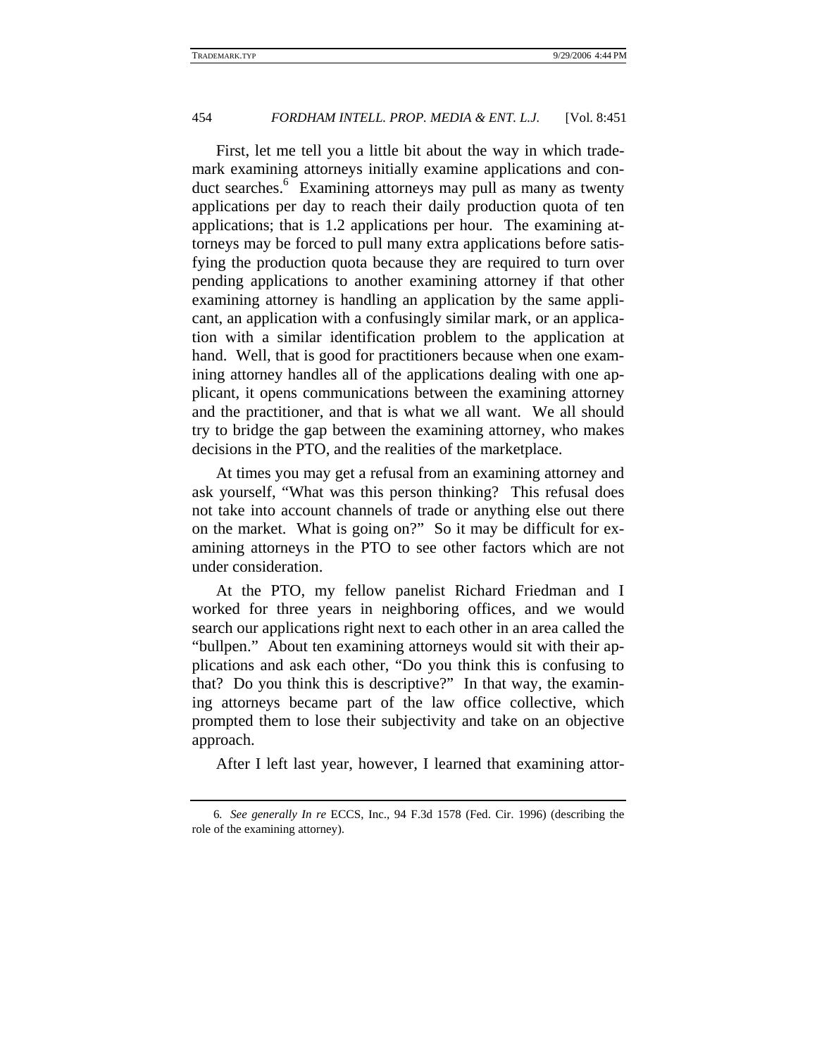First, let me tell you a little bit about the way in which trademark examining attorneys initially examine applications and conduct searches.[6] Examining attorneys may pull as many as twenty applications per day to reach their daily production quota of ten applications; that is 1.2 applications per hour. The examining attorneys may be forced to pull many extra applications before satisfying the production quota because they are required to turn over pending applications to another examining attorney if that other examining attorney is handling an application by the same applicant, an application with a confusingly similar mark, or an application with a similar identification problem to the application at hand. Well, that is good for practitioners because when one examining attorney handles all of the applications dealing with one applicant, it opens communications between the examining attorney and the practitioner, and that is what we all want. We all should try to bridge the gap between the examining attorney, who makes decisions in the PTO, and the realities of the marketplace.

At times you may get a refusal from an examining attorney and ask yourself, "What was this person thinking? This refusal does not take into account channels of trade or anything else out there on the market. What is going on?" So it may be difficult for examining attorneys in the PTO to see other factors which are not under consideration.

At the PTO, my fellow panelist Richard Friedman and I worked for three years in neighboring offices, and we would search our applications right next to each other in an area called the "bullpen." About ten examining attorneys would sit with their applications and ask each other, "Do you think this is confusing to that? Do you think this is descriptive?" In that way, the examining attorneys became part of the law office collective, which prompted them to lose their subjectivity and take on an objective approach.

After I left last year, however, I learned that examining attor-

---

6. *See generally In re* ECCS, Inc., 94 F.3d 1578 (Fed. Cir. 1996) (describing the role of the examining attorney).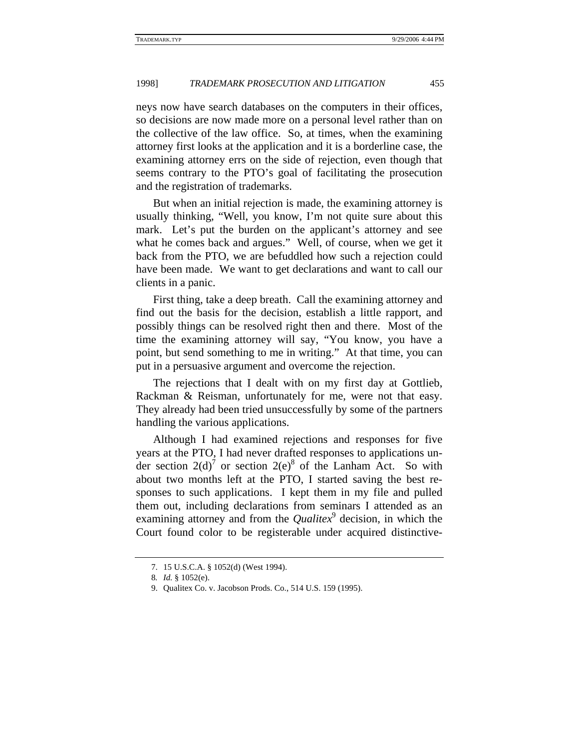neys now have search databases on the computers in their offices, so decisions are now made more on a personal level rather than on the collective of the law office. So, at times, when the examining attorney first looks at the application and it is a borderline case, the examining attorney errs on the side of rejection, even though that seems contrary to the PTO's goal of facilitating the prosecution and the registration of trademarks.

But when an initial rejection is made, the examining attorney is usually thinking, "Well, you know, I'm not quite sure about this mark. Let's put the burden on the applicant's attorney and see what he comes back and argues." Well, of course, when we get it back from the PTO, we are befuddled how such a rejection could have been made. We want to get declarations and want to call our clients in a panic.

First thing, take a deep breath. Call the examining attorney and find out the basis for the decision, establish a little rapport, and possibly things can be resolved right then and there. Most of the time the examining attorney will say, "You know, you have a point, but send something to me in writing." At that time, you can put in a persuasive argument and overcome the rejection.

The rejections that I dealt with on my first day at Gottlieb, Rackman & Reisman, unfortunately for me, were not that easy. They already had been tried unsuccessfully by some of the partners handling the various applications.

Although I had examined rejections and responses for five years at the PTO, I had never drafted responses to applications under section 2(d)[7] or section 2(e)[8] of the Lanham Act. So with about two months left at the PTO, I started saving the best responses to such applications. I kept them in my file and pulled them out, including declarations from seminars I attended as an examining attorney and from the *Qualitex*[9] decision, in which the Court found color to be registerable under acquired distinctive-

---

7. 15 U.S.C.A. § 1052(d) (West 1994).

8. *Id.* § 1052(e).

9. Qualitex Co. v. Jacobson Prods. Co., 514 U.S. 159 (1995).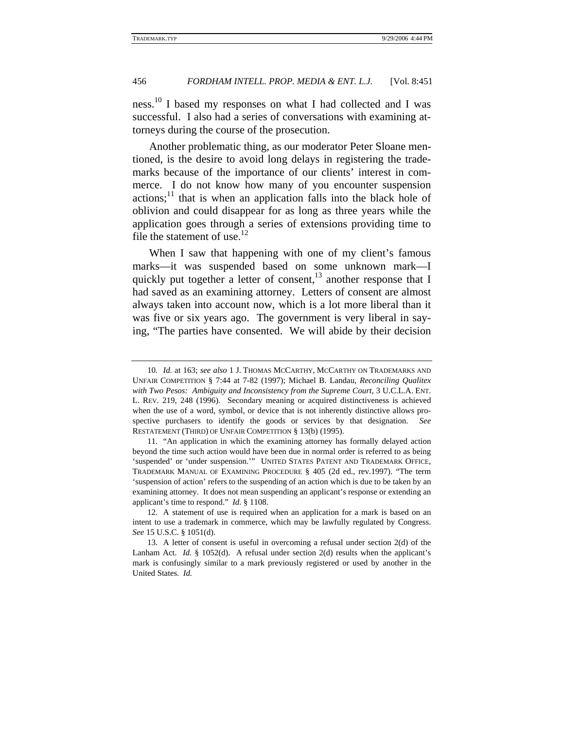ness.[10] I based my responses on what I had collected and I was successful. I also had a series of conversations with examining attorneys during the course of the prosecution.

Another problematic thing, as our moderator Peter Sloane mentioned, is the desire to avoid long delays in registering the trademarks because of the importance of our clients' interest in commerce. I do not know how many of you encounter suspension actions;[11] that is when an application falls into the black hole of oblivion and could disappear for as long as three years while the application goes through a series of extensions providing time to file the statement of use.[12]

When I saw that happening with one of my client's famous marks—it was suspended based on some unknown mark—I quickly put together a letter of consent,[13] another response that I had saved as an examining attorney. Letters of consent are almost always taken into account now, which is a lot more liberal than it was five or six years ago. The government is very liberal in saying, "The parties have consented. We will abide by their decision

---

10. *Id.* at 163; *see also* 1 J. THOMAS MCCARTHY, MCCARTHY ON TRADEMARKS AND UNFAIR COMPETITION § 7:44 at 7-82 (1997); Michael B. Landau, *Reconciling Qualitex with Two Pesos: Ambiguity and Inconsistency from the Supreme Court*, 3 U.C.L.A. ENT. L. REV. 219, 248 (1996). Secondary meaning or acquired distinctiveness is achieved when the use of a word, symbol, or device that is not inherently distinctive allows prospective purchasers to identify the goods or services by that designation. *See* RESTATEMENT (THIRD) OF UNFAIR COMPETITION § 13(b) (1995).

11. "An application in which the examining attorney has formally delayed action beyond the time such action would have been due in normal order is referred to as being 'suspended' or 'under suspension.'" UNITED STATES PATENT AND TRADEMARK OFFICE, TRADEMARK MANUAL OF EXAMINING PROCEDURE § 405 (2d ed., rev.1997). "The term 'suspension of action' refers to the suspending of an action which is due to be taken by an examining attorney. It does not mean suspending an applicant's response or extending an applicant's time to respond." *Id.* § 1108.

12. A statement of use is required when an application for a mark is based on an intent to use a trademark in commerce, which may be lawfully regulated by Congress. *See* 15 U.S.C. § 1051(d).

13. A letter of consent is useful in overcoming a refusal under section 2(d) of the Lanham Act. *Id.* § 1052(d). A refusal under section 2(d) results when the applicant's mark is confusingly similar to a mark previously registered or used by another in the United States. *Id.*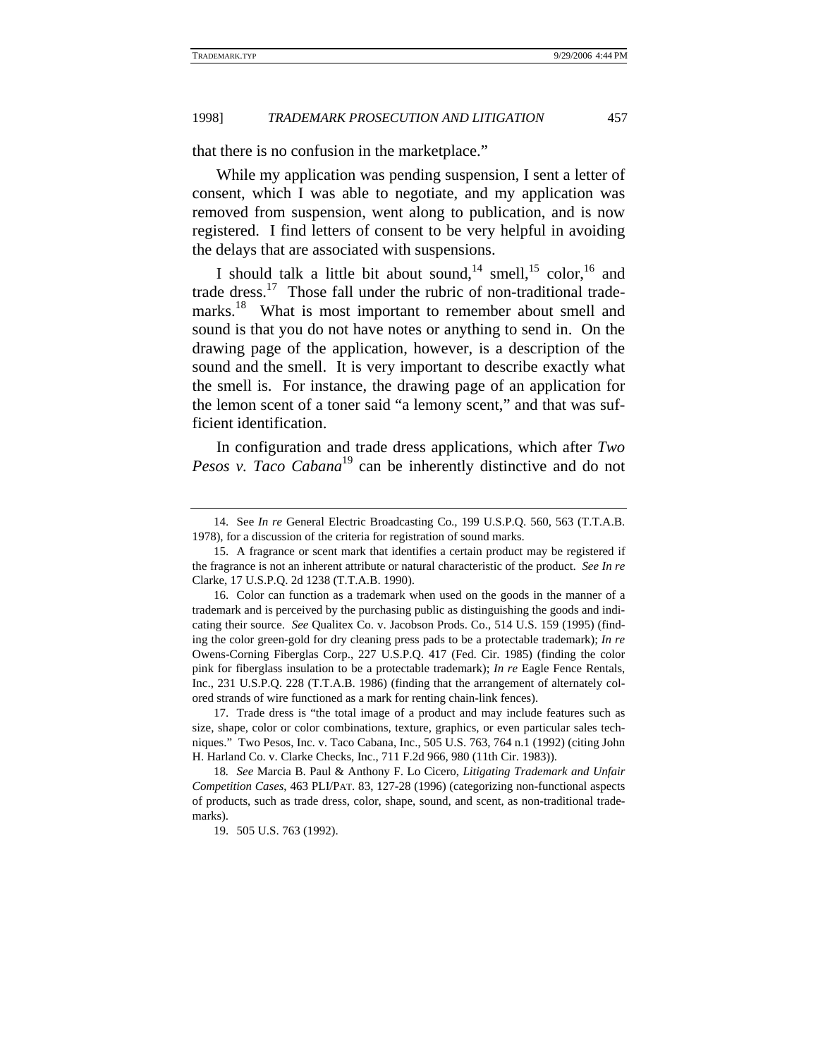that there is no confusion in the marketplace."

While my application was pending suspension, I sent a letter of consent, which I was able to negotiate, and my application was removed from suspension, went along to publication, and is now registered. I find letters of consent to be very helpful in avoiding the delays that are associated with suspensions.

I should talk a little bit about sound,[14] smell,[15] color,[16] and trade dress.[17] Those fall under the rubric of non-traditional trademarks.[18] What is most important to remember about smell and sound is that you do not have notes or anything to send in. On the drawing page of the application, however, is a description of the sound and the smell. It is very important to describe exactly what the smell is. For instance, the drawing page of an application for the lemon scent of a toner said "a lemony scent," and that was sufficient identification.

In configuration and trade dress applications, which after *Two Pesos v. Taco Cabana*[19] can be inherently distinctive and do not

---

14. See *In re* General Electric Broadcasting Co., 199 U.S.P.Q. 560, 563 (T.T.A.B. 1978), for a discussion of the criteria for registration of sound marks.

15. A fragrance or scent mark that identifies a certain product may be registered if the fragrance is not an inherent attribute or natural characteristic of the product. *See In re* Clarke, 17 U.S.P.Q. 2d 1238 (T.T.A.B. 1990).

16. Color can function as a trademark when used on the goods in the manner of a trademark and is perceived by the purchasing public as distinguishing the goods and indicating their source. *See* Qualitex Co. v. Jacobson Prods. Co., 514 U.S. 159 (1995) (finding the color green-gold for dry cleaning press pads to be a protectable trademark); *In re* Owens-Corning Fiberglas Corp., 227 U.S.P.Q. 417 (Fed. Cir. 1985) (finding the color pink for fiberglass insulation to be a protectable trademark); *In re* Eagle Fence Rentals, Inc., 231 U.S.P.Q. 228 (T.T.A.B. 1986) (finding that the arrangement of alternately colored strands of wire functioned as a mark for renting chain-link fences).

17. Trade dress is "the total image of a product and may include features such as size, shape, color or color combinations, texture, graphics, or even particular sales techniques." Two Pesos, Inc. v. Taco Cabana, Inc., 505 U.S. 763, 764 n.1 (1992) (citing John H. Harland Co. v. Clarke Checks, Inc., 711 F.2d 966, 980 (11th Cir. 1983)).

18. *See* Marcia B. Paul & Anthony F. Lo Cicero, *Litigating Trademark and Unfair Competition Cases*, 463 PLI/PAT. 83, 127-28 (1996) (categorizing non-functional aspects of products, such as trade dress, color, shape, sound, and scent, as non-traditional trademarks).

19. 505 U.S. 763 (1992).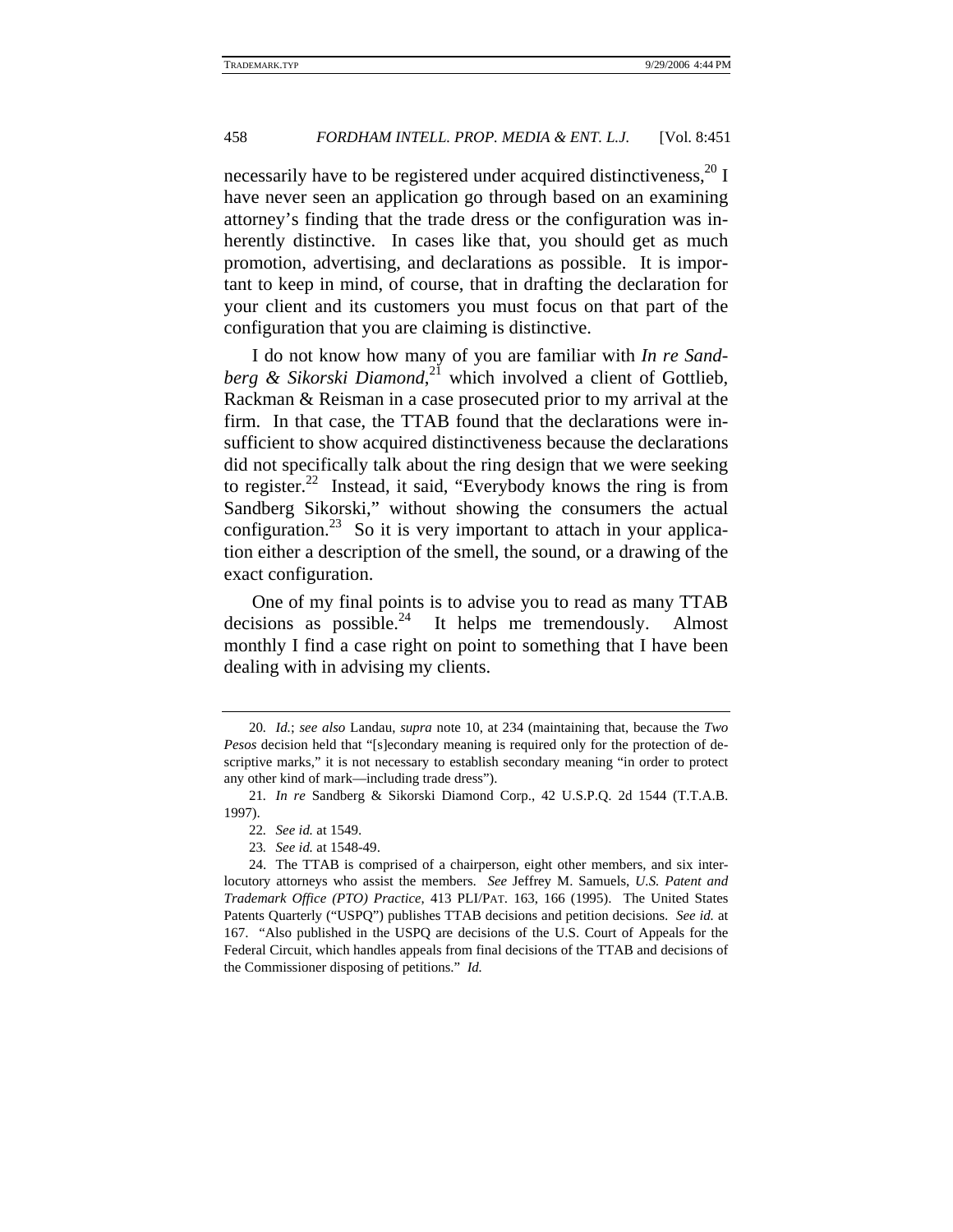necessarily have to be registered under acquired distinctiveness,[20] I have never seen an application go through based on an examining attorney's finding that the trade dress or the configuration was inherently distinctive. In cases like that, you should get as much promotion, advertising, and declarations as possible. It is important to keep in mind, of course, that in drafting the declaration for your client and its customers you must focus on that part of the configuration that you are claiming is distinctive.

I do not know how many of you are familiar with *In re Sandberg & Sikorski Diamond*,[21] which involved a client of Gottlieb, Rackman & Reisman in a case prosecuted prior to my arrival at the firm. In that case, the TTAB found that the declarations were insufficient to show acquired distinctiveness because the declarations did not specifically talk about the ring design that we were seeking to register.[22] Instead, it said, "Everybody knows the ring is from Sandberg Sikorski," without showing the consumers the actual configuration.[23] So it is very important to attach in your application either a description of the smell, the sound, or a drawing of the exact configuration.

One of my final points is to advise you to read as many TTAB decisions as possible.[24] It helps me tremendously. Almost monthly I find a case right on point to something that I have been dealing with in advising my clients.

---

20. *Id.*; *see also* Landau, *supra* note 10, at 234 (maintaining that, because the *Two Pesos* decision held that "[s]econdary meaning is required only for the protection of descriptive marks," it is not necessary to establish secondary meaning "in order to protect any other kind of mark—including trade dress").

21. *In re* Sandberg & Sikorski Diamond Corp., 42 U.S.P.Q. 2d 1544 (T.T.A.B. 1997).

22. *See id.* at 1549.

23. *See id.* at 1548-49.

24. The TTAB is comprised of a chairperson, eight other members, and six interlocutory attorneys who assist the members. *See* Jeffrey M. Samuels, *U.S. Patent and Trademark Office (PTO) Practice*, 413 PLI/PAT. 163, 166 (1995). The United States Patents Quarterly ("USPQ") publishes TTAB decisions and petition decisions. *See id.* at 167. "Also published in the USPQ are decisions of the U.S. Court of Appeals for the Federal Circuit, which handles appeals from final decisions of the TTAB and decisions of the Commissioner disposing of petitions." *Id.*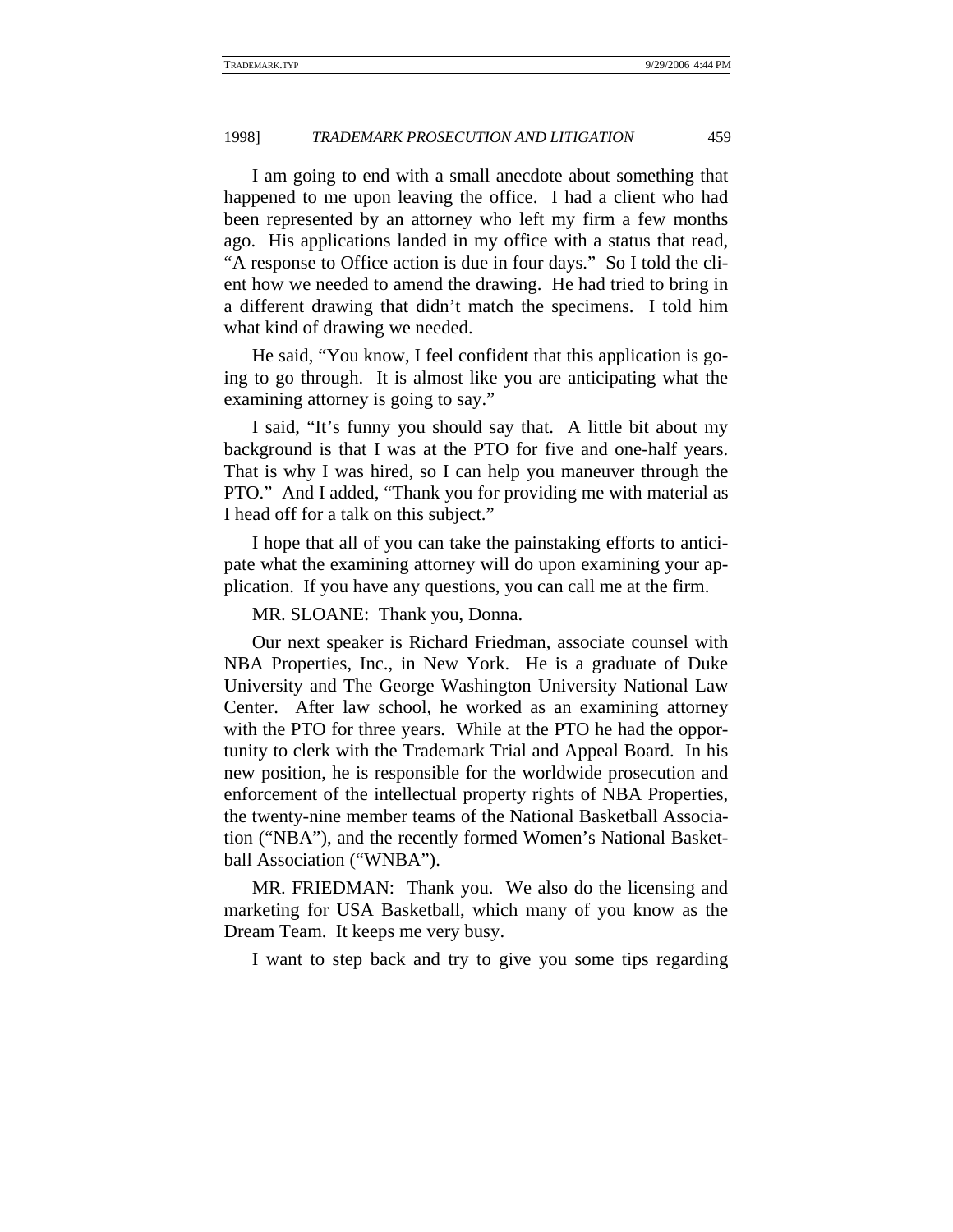I am going to end with a small anecdote about something that happened to me upon leaving the office. I had a client who had been represented by an attorney who left my firm a few months ago. His applications landed in my office with a status that read, "A response to Office action is due in four days." So I told the client how we needed to amend the drawing. He had tried to bring in a different drawing that didn't match the specimens. I told him what kind of drawing we needed.

He said, "You know, I feel confident that this application is going to go through. It is almost like you are anticipating what the examining attorney is going to say."

I said, "It's funny you should say that. A little bit about my background is that I was at the PTO for five and one-half years. That is why I was hired, so I can help you maneuver through the PTO." And I added, "Thank you for providing me with material as I head off for a talk on this subject."

I hope that all of you can take the painstaking efforts to anticipate what the examining attorney will do upon examining your application. If you have any questions, you can call me at the firm.

MR. SLOANE: Thank you, Donna.

Our next speaker is Richard Friedman, associate counsel with NBA Properties, Inc., in New York. He is a graduate of Duke University and The George Washington University National Law Center. After law school, he worked as an examining attorney with the PTO for three years. While at the PTO he had the opportunity to clerk with the Trademark Trial and Appeal Board. In his new position, he is responsible for the worldwide prosecution and enforcement of the intellectual property rights of NBA Properties, the twenty-nine member teams of the National Basketball Association ("NBA"), and the recently formed Women's National Basketball Association ("WNBA").

MR. FRIEDMAN: Thank you. We also do the licensing and marketing for USA Basketball, which many of you know as the Dream Team. It keeps me very busy.

I want to step back and try to give you some tips regarding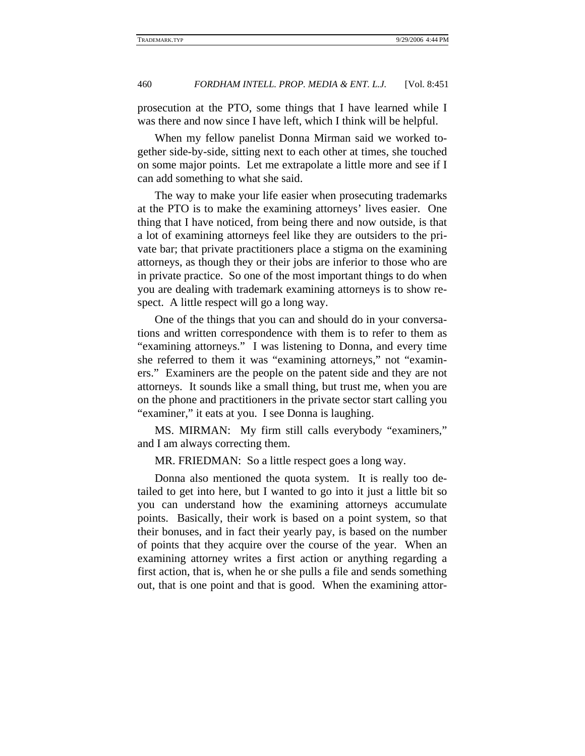prosecution at the PTO, some things that I have learned while I was there and now since I have left, which I think will be helpful.

When my fellow panelist Donna Mirman said we worked together side-by-side, sitting next to each other at times, she touched on some major points. Let me extrapolate a little more and see if I can add something to what she said.

The way to make your life easier when prosecuting trademarks at the PTO is to make the examining attorneys' lives easier. One thing that I have noticed, from being there and now outside, is that a lot of examining attorneys feel like they are outsiders to the private bar; that private practitioners place a stigma on the examining attorneys, as though they or their jobs are inferior to those who are in private practice. So one of the most important things to do when you are dealing with trademark examining attorneys is to show respect. A little respect will go a long way.

One of the things that you can and should do in your conversations and written correspondence with them is to refer to them as "examining attorneys." I was listening to Donna, and every time she referred to them it was "examining attorneys," not "examiners." Examiners are the people on the patent side and they are not attorneys. It sounds like a small thing, but trust me, when you are on the phone and practitioners in the private sector start calling you "examiner," it eats at you. I see Donna is laughing.

MS. MIRMAN: My firm still calls everybody "examiners," and I am always correcting them.

MR. FRIEDMAN: So a little respect goes a long way.

Donna also mentioned the quota system. It is really too detailed to get into here, but I wanted to go into it just a little bit so you can understand how the examining attorneys accumulate points. Basically, their work is based on a point system, so that their bonuses, and in fact their yearly pay, is based on the number of points that they acquire over the course of the year. When an examining attorney writes a first action or anything regarding a first action, that is, when he or she pulls a file and sends something out, that is one point and that is good. When the examining attor-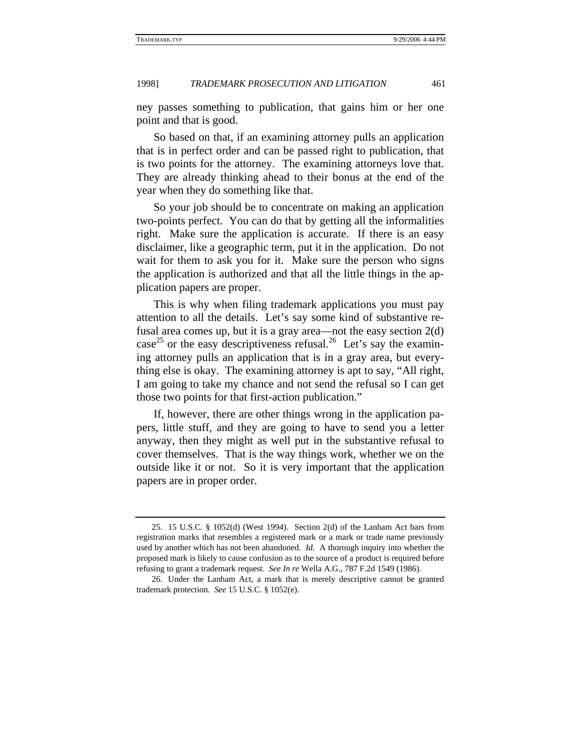ney passes something to publication, that gains him or her one point and that is good.

So based on that, if an examining attorney pulls an application that is in perfect order and can be passed right to publication, that is two points for the attorney. The examining attorneys love that. They are already thinking ahead to their bonus at the end of the year when they do something like that.

So your job should be to concentrate on making an application two-points perfect. You can do that by getting all the informalities right. Make sure the application is accurate. If there is an easy disclaimer, like a geographic term, put it in the application. Do not wait for them to ask you for it. Make sure the person who signs the application is authorized and that all the little things in the application papers are proper.

This is why when filing trademark applications you must pay attention to all the details. Let's say some kind of substantive refusal area comes up, but it is a gray area—not the easy section 2(d) case[25] or the easy descriptiveness refusal.[26] Let's say the examining attorney pulls an application that is in a gray area, but everything else is okay. The examining attorney is apt to say, "All right, I am going to take my chance and not send the refusal so I can get those two points for that first-action publication."

If, however, there are other things wrong in the application papers, little stuff, and they are going to have to send you a letter anyway, then they might as well put in the substantive refusal to cover themselves. That is the way things work, whether we on the outside like it or not. So it is very important that the application papers are in proper order.

---

25. 15 U.S.C. § 1052(d) (West 1994). Section 2(d) of the Lanham Act bars from registration marks that resembles a registered mark or a mark or trade name previously used by another which has not been abandoned. *Id.* A thorough inquiry into whether the proposed mark is likely to cause confusion as to the source of a product is required before refusing to grant a trademark request. *See In re* Wella A.G., 787 F.2d 1549 (1986).

26. Under the Lanham Act, a mark that is merely descriptive cannot be granted trademark protection. *See* 15 U.S.C. § 1052(e).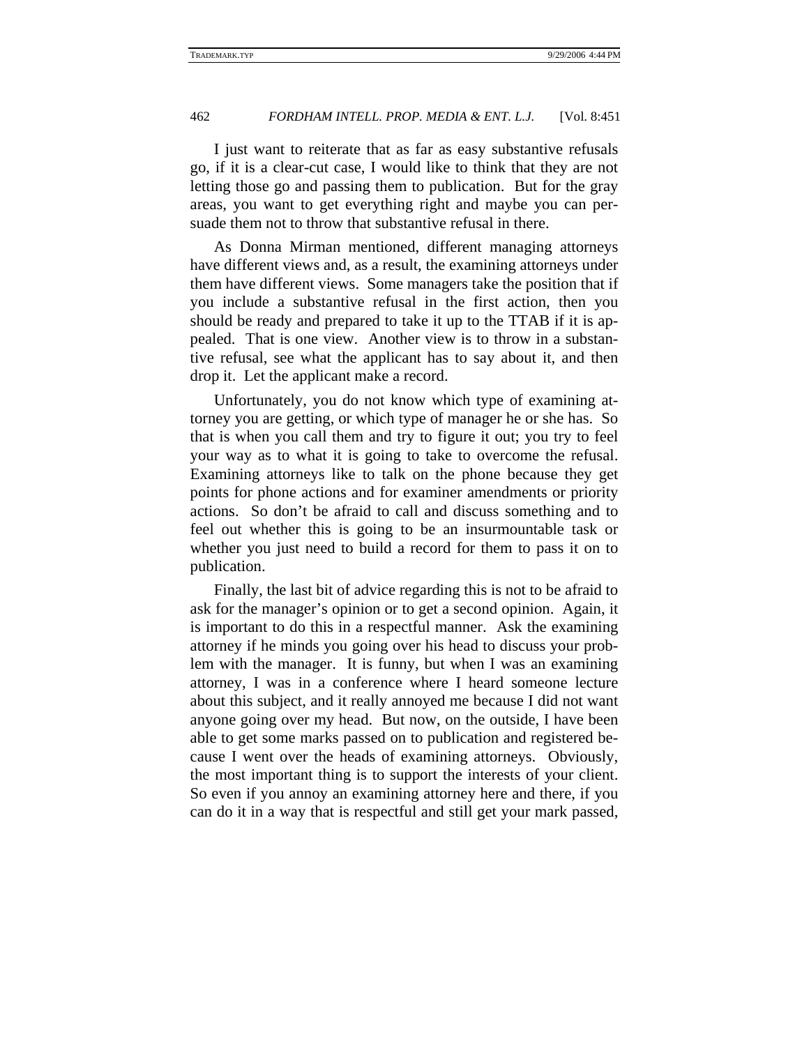I just want to reiterate that as far as easy substantive refusals go, if it is a clear-cut case, I would like to think that they are not letting those go and passing them to publication. But for the gray areas, you want to get everything right and maybe you can persuade them not to throw that substantive refusal in there.

As Donna Mirman mentioned, different managing attorneys have different views and, as a result, the examining attorneys under them have different views. Some managers take the position that if you include a substantive refusal in the first action, then you should be ready and prepared to take it up to the TTAB if it is appealed. That is one view. Another view is to throw in a substantive refusal, see what the applicant has to say about it, and then drop it. Let the applicant make a record.

Unfortunately, you do not know which type of examining attorney you are getting, or which type of manager he or she has. So that is when you call them and try to figure it out; you try to feel your way as to what it is going to take to overcome the refusal. Examining attorneys like to talk on the phone because they get points for phone actions and for examiner amendments or priority actions. So don't be afraid to call and discuss something and to feel out whether this is going to be an insurmountable task or whether you just need to build a record for them to pass it on to publication.

Finally, the last bit of advice regarding this is not to be afraid to ask for the manager's opinion or to get a second opinion. Again, it is important to do this in a respectful manner. Ask the examining attorney if he minds you going over his head to discuss your problem with the manager. It is funny, but when I was an examining attorney, I was in a conference where I heard someone lecture about this subject, and it really annoyed me because I did not want anyone going over my head. But now, on the outside, I have been able to get some marks passed on to publication and registered because I went over the heads of examining attorneys. Obviously, the most important thing is to support the interests of your client. So even if you annoy an examining attorney here and there, if you can do it in a way that is respectful and still get your mark passed,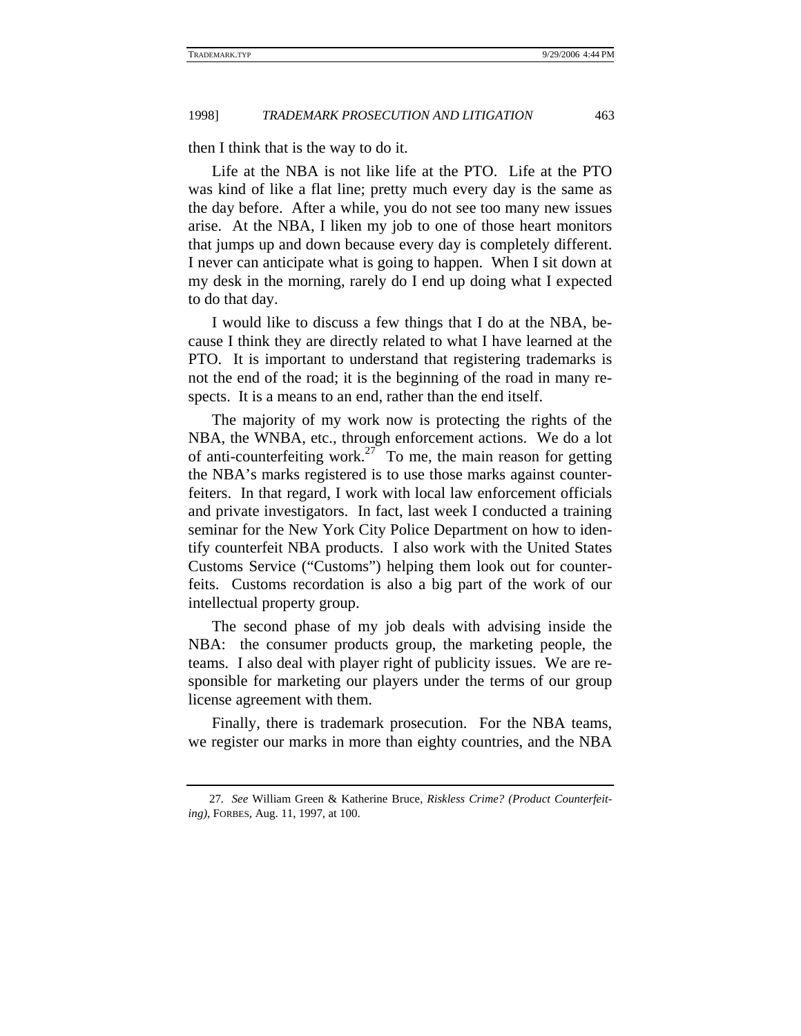then I think that is the way to do it.

Life at the NBA is not like life at the PTO. Life at the PTO was kind of like a flat line; pretty much every day is the same as the day before. After a while, you do not see too many new issues arise. At the NBA, I liken my job to one of those heart monitors that jumps up and down because every day is completely different. I never can anticipate what is going to happen. When I sit down at my desk in the morning, rarely do I end up doing what I expected to do that day.

I would like to discuss a few things that I do at the NBA, because I think they are directly related to what I have learned at the PTO. It is important to understand that registering trademarks is not the end of the road; it is the beginning of the road in many respects. It is a means to an end, rather than the end itself.

The majority of my work now is protecting the rights of the NBA, the WNBA, etc., through enforcement actions. We do a lot of anti-counterfeiting work.[27] To me, the main reason for getting the NBA's marks registered is to use those marks against counterfeiters. In that regard, I work with local law enforcement officials and private investigators. In fact, last week I conducted a training seminar for the New York City Police Department on how to identify counterfeit NBA products. I also work with the United States Customs Service ("Customs") helping them look out for counterfeits. Customs recordation is also a big part of the work of our intellectual property group.

The second phase of my job deals with advising inside the NBA: the consumer products group, the marketing people, the teams. I also deal with player right of publicity issues. We are responsible for marketing our players under the terms of our group license agreement with them.

Finally, there is trademark prosecution. For the NBA teams, we register our marks in more than eighty countries, and the NBA

---

27. *See* William Green & Katherine Bruce, *Riskless Crime? (Product Counterfeiting)*, FORBES, Aug. 11, 1997, at 100.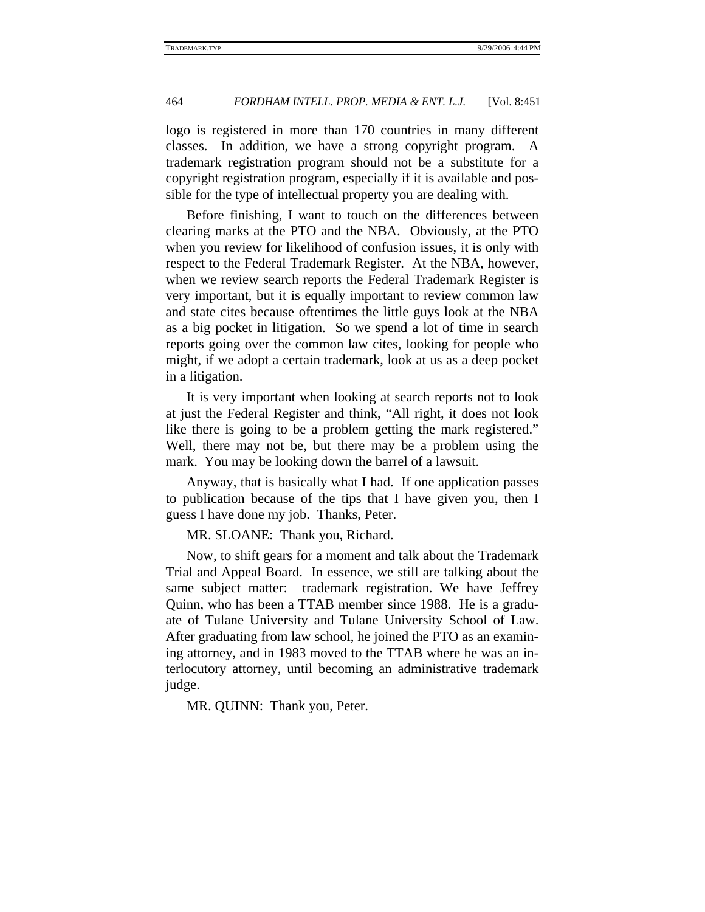logo is registered in more than 170 countries in many different classes. In addition, we have a strong copyright program. A trademark registration program should not be a substitute for a copyright registration program, especially if it is available and possible for the type of intellectual property you are dealing with.

Before finishing, I want to touch on the differences between clearing marks at the PTO and the NBA. Obviously, at the PTO when you review for likelihood of confusion issues, it is only with respect to the Federal Trademark Register. At the NBA, however, when we review search reports the Federal Trademark Register is very important, but it is equally important to review common law and state cites because oftentimes the little guys look at the NBA as a big pocket in litigation. So we spend a lot of time in search reports going over the common law cites, looking for people who might, if we adopt a certain trademark, look at us as a deep pocket in a litigation.

It is very important when looking at search reports not to look at just the Federal Register and think, "All right, it does not look like there is going to be a problem getting the mark registered." Well, there may not be, but there may be a problem using the mark. You may be looking down the barrel of a lawsuit.

Anyway, that is basically what I had. If one application passes to publication because of the tips that I have given you, then I guess I have done my job. Thanks, Peter.

MR. SLOANE: Thank you, Richard.

Now, to shift gears for a moment and talk about the Trademark Trial and Appeal Board. In essence, we still are talking about the same subject matter: trademark registration. We have Jeffrey Quinn, who has been a TTAB member since 1988. He is a graduate of Tulane University and Tulane University School of Law. After graduating from law school, he joined the PTO as an examining attorney, and in 1983 moved to the TTAB where he was an interlocutory attorney, until becoming an administrative trademark judge.

MR. QUINN: Thank you, Peter.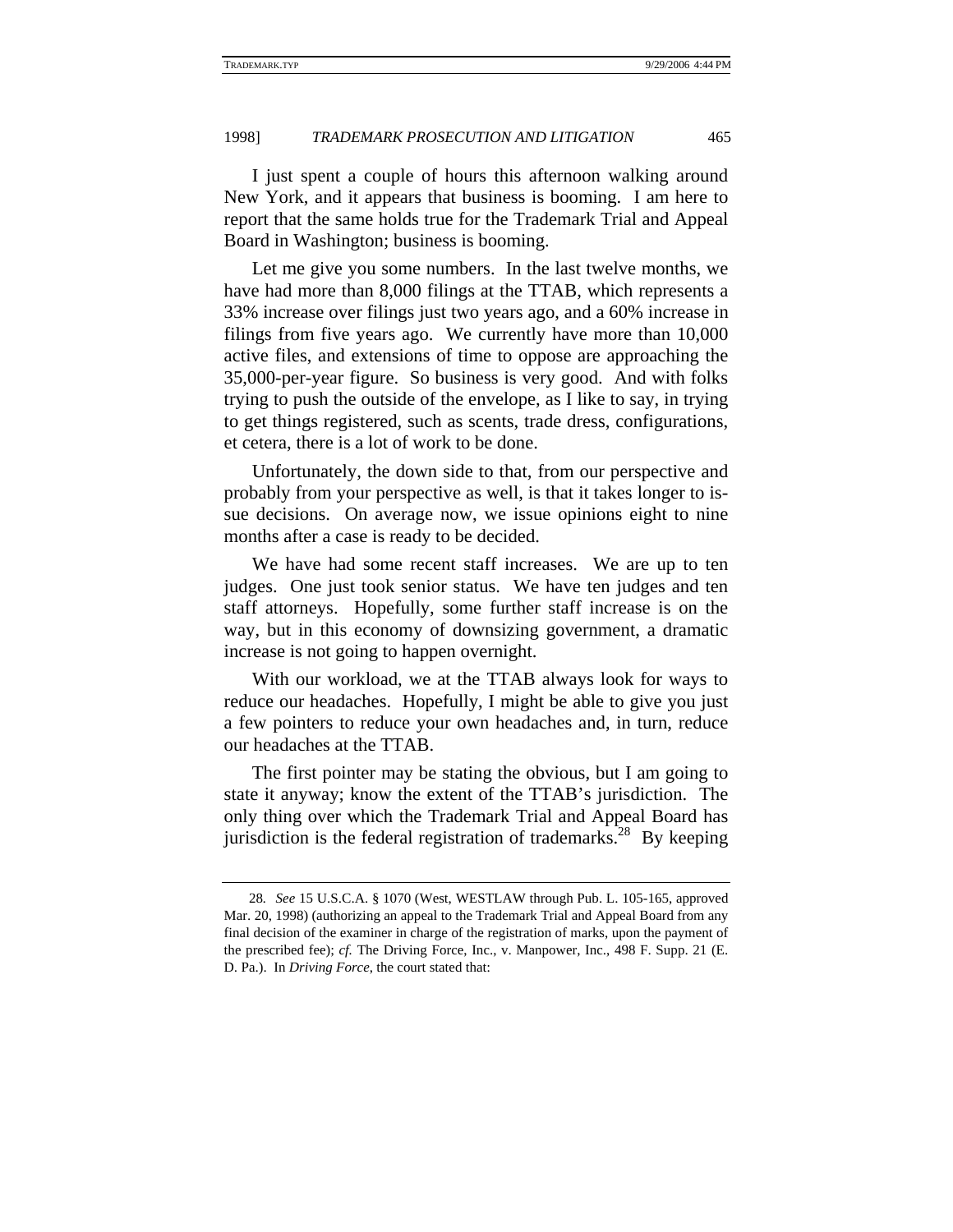I just spent a couple of hours this afternoon walking around New York, and it appears that business is booming. I am here to report that the same holds true for the Trademark Trial and Appeal Board in Washington; business is booming.

Let me give you some numbers. In the last twelve months, we have had more than 8,000 filings at the TTAB, which represents a 33% increase over filings just two years ago, and a 60% increase in filings from five years ago. We currently have more than 10,000 active files, and extensions of time to oppose are approaching the 35,000-per-year figure. So business is very good. And with folks trying to push the outside of the envelope, as I like to say, in trying to get things registered, such as scents, trade dress, configurations, et cetera, there is a lot of work to be done.

Unfortunately, the down side to that, from our perspective and probably from your perspective as well, is that it takes longer to issue decisions. On average now, we issue opinions eight to nine months after a case is ready to be decided.

We have had some recent staff increases. We are up to ten judges. One just took senior status. We have ten judges and ten staff attorneys. Hopefully, some further staff increase is on the way, but in this economy of downsizing government, a dramatic increase is not going to happen overnight.

With our workload, we at the TTAB always look for ways to reduce our headaches. Hopefully, I might be able to give you just a few pointers to reduce your own headaches and, in turn, reduce our headaches at the TTAB.

The first pointer may be stating the obvious, but I am going to state it anyway; know the extent of the TTAB's jurisdiction. The only thing over which the Trademark Trial and Appeal Board has jurisdiction is the federal registration of trademarks.[28] By keeping

---

28. *See* 15 U.S.C.A. § 1070 (West, WESTLAW through Pub. L. 105-165, approved Mar. 20, 1998) (authorizing an appeal to the Trademark Trial and Appeal Board from any final decision of the examiner in charge of the registration of marks, upon the payment of the prescribed fee); *cf.* The Driving Force, Inc., v. Manpower, Inc., 498 F. Supp. 21 (E. D. Pa.). In *Driving Force*, the court stated that: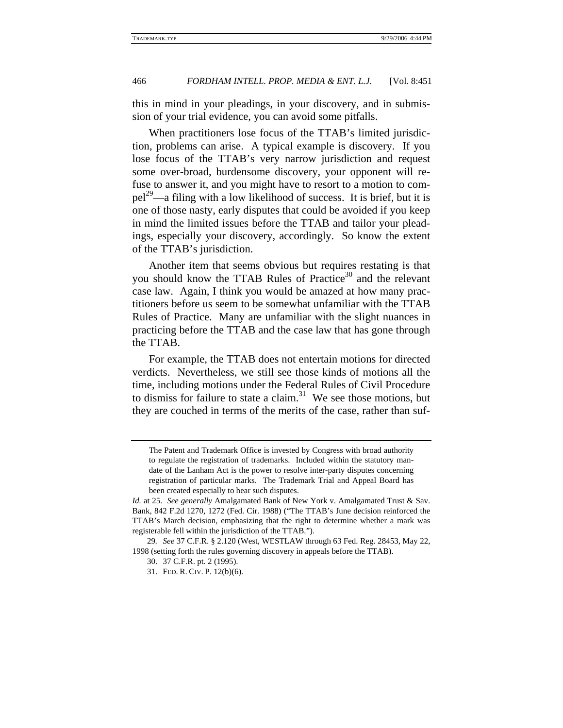this in mind in your pleadings, in your discovery, and in submission of your trial evidence, you can avoid some pitfalls.

When practitioners lose focus of the TTAB's limited jurisdiction, problems can arise. A typical example is discovery. If you lose focus of the TTAB's very narrow jurisdiction and request some over-broad, burdensome discovery, your opponent will refuse to answer it, and you might have to resort to a motion to compel[29]—a filing with a low likelihood of success. It is brief, but it is one of those nasty, early disputes that could be avoided if you keep in mind the limited issues before the TTAB and tailor your pleadings, especially your discovery, accordingly. So know the extent of the TTAB's jurisdiction.

Another item that seems obvious but requires restating is that you should know the TTAB Rules of Practice[30] and the relevant case law. Again, I think you would be amazed at how many practitioners before us seem to be somewhat unfamiliar with the TTAB Rules of Practice. Many are unfamiliar with the slight nuances in practicing before the TTAB and the case law that has gone through the TTAB.

For example, the TTAB does not entertain motions for directed verdicts. Nevertheless, we still see those kinds of motions all the time, including motions under the Federal Rules of Civil Procedure to dismiss for failure to state a claim.[31] We see those motions, but they are couched in terms of the merits of the case, rather than suf-

---

> The Patent and Trademark Office is invested by Congress with broad authority to regulate the registration of trademarks. Included within the statutory mandate of the Lanham Act is the power to resolve inter-party disputes concerning registration of particular marks. The Trademark Trial and Appeal Board has been created especially to hear such disputes.

*Id.* at 25. *See generally* Amalgamated Bank of New York v. Amalgamated Trust & Sav. Bank, 842 F.2d 1270, 1272 (Fed. Cir. 1988) ("The TTAB's June decision reinforced the TTAB's March decision, emphasizing that the right to determine whether a mark was registerable fell within the jurisdiction of the TTAB.").

29. *See* 37 C.F.R. § 2.120 (West, WESTLAW through 63 Fed. Reg. 28453, May 22, 1998 (setting forth the rules governing discovery in appeals before the TTAB).

30. 37 C.F.R. pt. 2 (1995).

31. FED. R. CIV. P. 12(b)(6).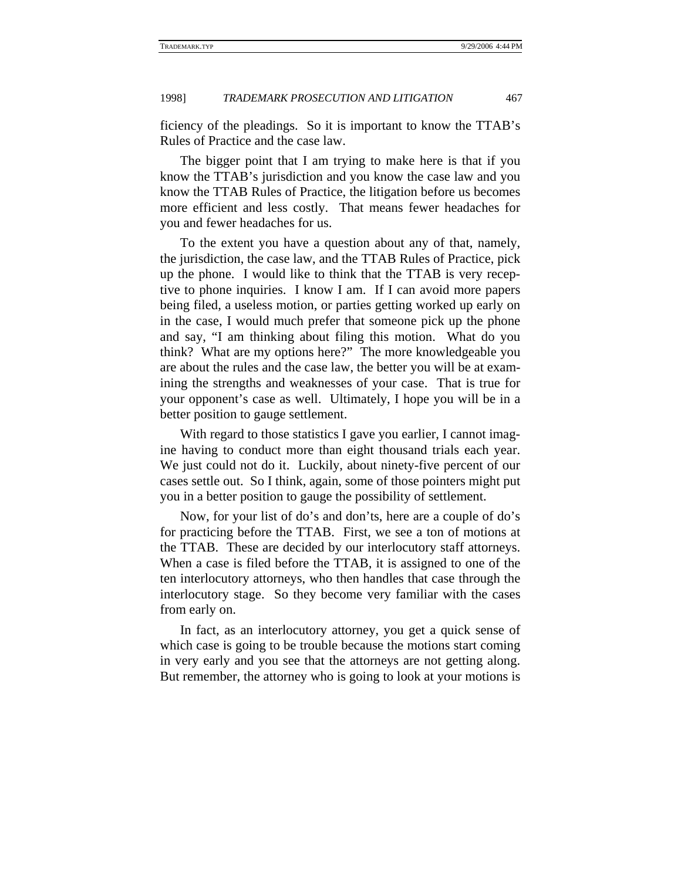ficiency of the pleadings. So it is important to know the TTAB's Rules of Practice and the case law.

The bigger point that I am trying to make here is that if you know the TTAB's jurisdiction and you know the case law and you know the TTAB Rules of Practice, the litigation before us becomes more efficient and less costly. That means fewer headaches for you and fewer headaches for us.

To the extent you have a question about any of that, namely, the jurisdiction, the case law, and the TTAB Rules of Practice, pick up the phone. I would like to think that the TTAB is very receptive to phone inquiries. I know I am. If I can avoid more papers being filed, a useless motion, or parties getting worked up early on in the case, I would much prefer that someone pick up the phone and say, "I am thinking about filing this motion. What do you think? What are my options here?" The more knowledgeable you are about the rules and the case law, the better you will be at examining the strengths and weaknesses of your case. That is true for your opponent's case as well. Ultimately, I hope you will be in a better position to gauge settlement.

With regard to those statistics I gave you earlier, I cannot imagine having to conduct more than eight thousand trials each year. We just could not do it. Luckily, about ninety-five percent of our cases settle out. So I think, again, some of those pointers might put you in a better position to gauge the possibility of settlement.

Now, for your list of do's and don'ts, here are a couple of do's for practicing before the TTAB. First, we see a ton of motions at the TTAB. These are decided by our interlocutory staff attorneys. When a case is filed before the TTAB, it is assigned to one of the ten interlocutory attorneys, who then handles that case through the interlocutory stage. So they become very familiar with the cases from early on.

In fact, as an interlocutory attorney, you get a quick sense of which case is going to be trouble because the motions start coming in very early and you see that the attorneys are not getting along. But remember, the attorney who is going to look at your motions is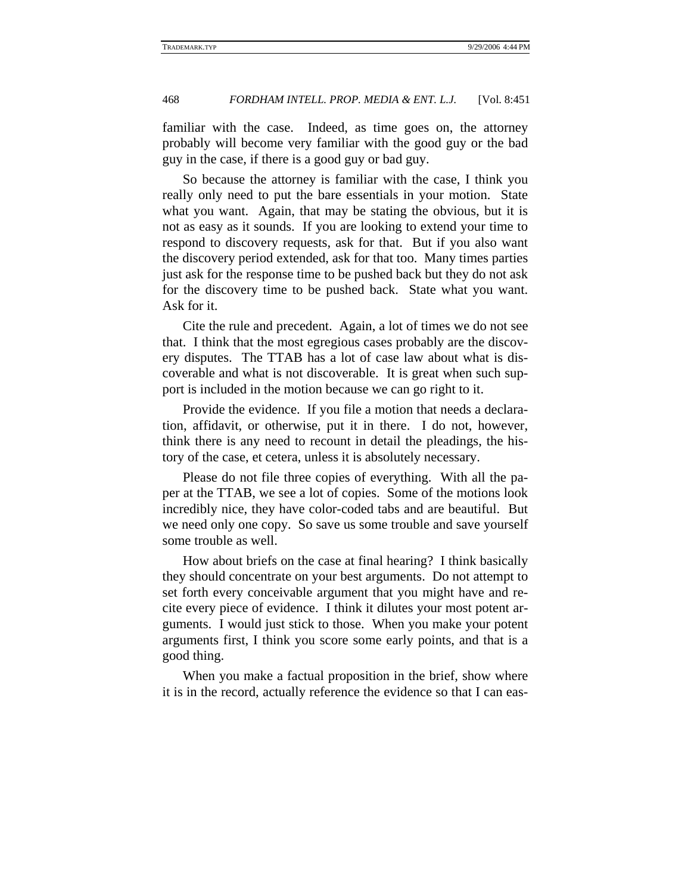familiar with the case. Indeed, as time goes on, the attorney probably will become very familiar with the good guy or the bad guy in the case, if there is a good guy or bad guy.

So because the attorney is familiar with the case, I think you really only need to put the bare essentials in your motion. State what you want. Again, that may be stating the obvious, but it is not as easy as it sounds. If you are looking to extend your time to respond to discovery requests, ask for that. But if you also want the discovery period extended, ask for that too. Many times parties just ask for the response time to be pushed back but they do not ask for the discovery time to be pushed back. State what you want. Ask for it.

Cite the rule and precedent. Again, a lot of times we do not see that. I think that the most egregious cases probably are the discovery disputes. The TTAB has a lot of case law about what is discoverable and what is not discoverable. It is great when such support is included in the motion because we can go right to it.

Provide the evidence. If you file a motion that needs a declaration, affidavit, or otherwise, put it in there. I do not, however, think there is any need to recount in detail the pleadings, the history of the case, et cetera, unless it is absolutely necessary.

Please do not file three copies of everything. With all the paper at the TTAB, we see a lot of copies. Some of the motions look incredibly nice, they have color-coded tabs and are beautiful. But we need only one copy. So save us some trouble and save yourself some trouble as well.

How about briefs on the case at final hearing? I think basically they should concentrate on your best arguments. Do not attempt to set forth every conceivable argument that you might have and recite every piece of evidence. I think it dilutes your most potent arguments. I would just stick to those. When you make your potent arguments first, I think you score some early points, and that is a good thing.

When you make a factual proposition in the brief, show where it is in the record, actually reference the evidence so that I can eas-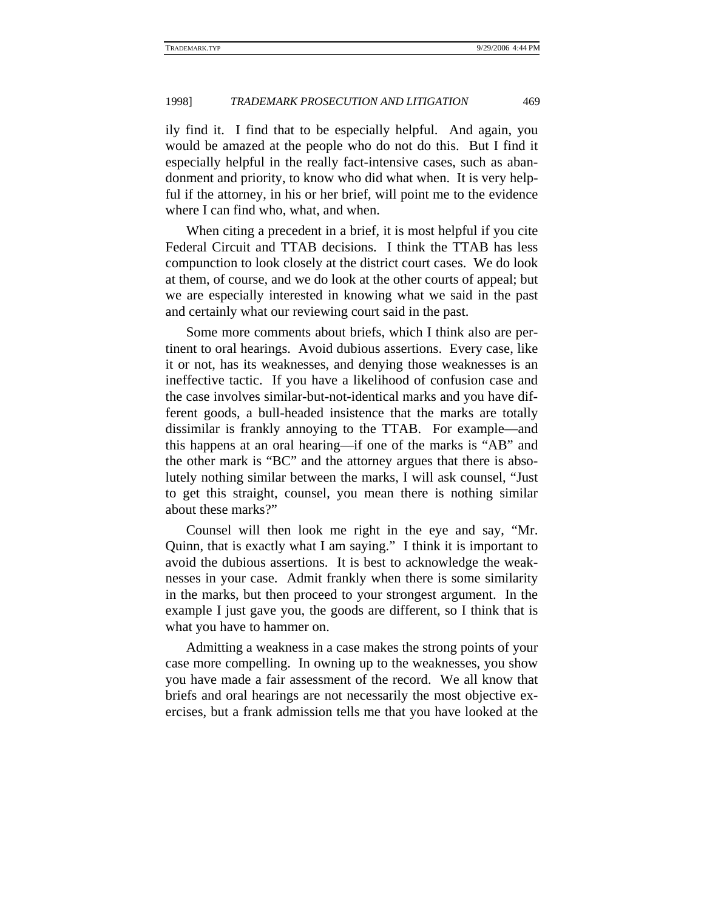ily find it. I find that to be especially helpful. And again, you would be amazed at the people who do not do this. But I find it especially helpful in the really fact-intensive cases, such as abandonment and priority, to know who did what when. It is very helpful if the attorney, in his or her brief, will point me to the evidence where I can find who, what, and when.

When citing a precedent in a brief, it is most helpful if you cite Federal Circuit and TTAB decisions. I think the TTAB has less compunction to look closely at the district court cases. We do look at them, of course, and we do look at the other courts of appeal; but we are especially interested in knowing what we said in the past and certainly what our reviewing court said in the past.

Some more comments about briefs, which I think also are pertinent to oral hearings. Avoid dubious assertions. Every case, like it or not, has its weaknesses, and denying those weaknesses is an ineffective tactic. If you have a likelihood of confusion case and the case involves similar-but-not-identical marks and you have different goods, a bull-headed insistence that the marks are totally dissimilar is frankly annoying to the TTAB. For example—and this happens at an oral hearing—if one of the marks is "AB" and the other mark is "BC" and the attorney argues that there is absolutely nothing similar between the marks, I will ask counsel, "Just to get this straight, counsel, you mean there is nothing similar about these marks?"

Counsel will then look me right in the eye and say, "Mr. Quinn, that is exactly what I am saying." I think it is important to avoid the dubious assertions. It is best to acknowledge the weaknesses in your case. Admit frankly when there is some similarity in the marks, but then proceed to your strongest argument. In the example I just gave you, the goods are different, so I think that is what you have to hammer on.

Admitting a weakness in a case makes the strong points of your case more compelling. In owning up to the weaknesses, you show you have made a fair assessment of the record. We all know that briefs and oral hearings are not necessarily the most objective exercises, but a frank admission tells me that you have looked at the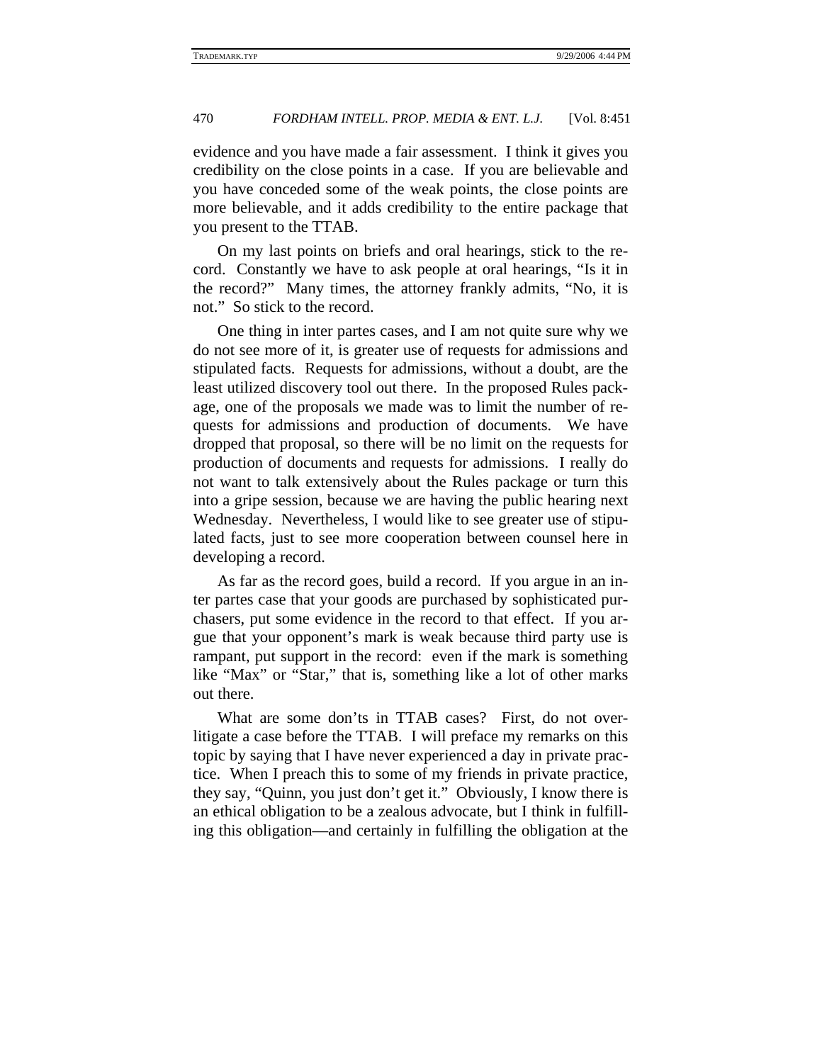evidence and you have made a fair assessment. I think it gives you credibility on the close points in a case. If you are believable and you have conceded some of the weak points, the close points are more believable, and it adds credibility to the entire package that you present to the TTAB.

On my last points on briefs and oral hearings, stick to the record. Constantly we have to ask people at oral hearings, "Is it in the record?" Many times, the attorney frankly admits, "No, it is not." So stick to the record.

One thing in inter partes cases, and I am not quite sure why we do not see more of it, is greater use of requests for admissions and stipulated facts. Requests for admissions, without a doubt, are the least utilized discovery tool out there. In the proposed Rules package, one of the proposals we made was to limit the number of requests for admissions and production of documents. We have dropped that proposal, so there will be no limit on the requests for production of documents and requests for admissions. I really do not want to talk extensively about the Rules package or turn this into a gripe session, because we are having the public hearing next Wednesday. Nevertheless, I would like to see greater use of stipulated facts, just to see more cooperation between counsel here in developing a record.

As far as the record goes, build a record. If you argue in an inter partes case that your goods are purchased by sophisticated purchasers, put some evidence in the record to that effect. If you argue that your opponent's mark is weak because third party use is rampant, put support in the record: even if the mark is something like "Max" or "Star," that is, something like a lot of other marks out there.

What are some don'ts in TTAB cases? First, do not over-litigate a case before the TTAB. I will preface my remarks on this topic by saying that I have never experienced a day in private practice. When I preach this to some of my friends in private practice, they say, "Quinn, you just don't get it." Obviously, I know there is an ethical obligation to be a zealous advocate, but I think in fulfilling this obligation—and certainly in fulfilling the obligation at the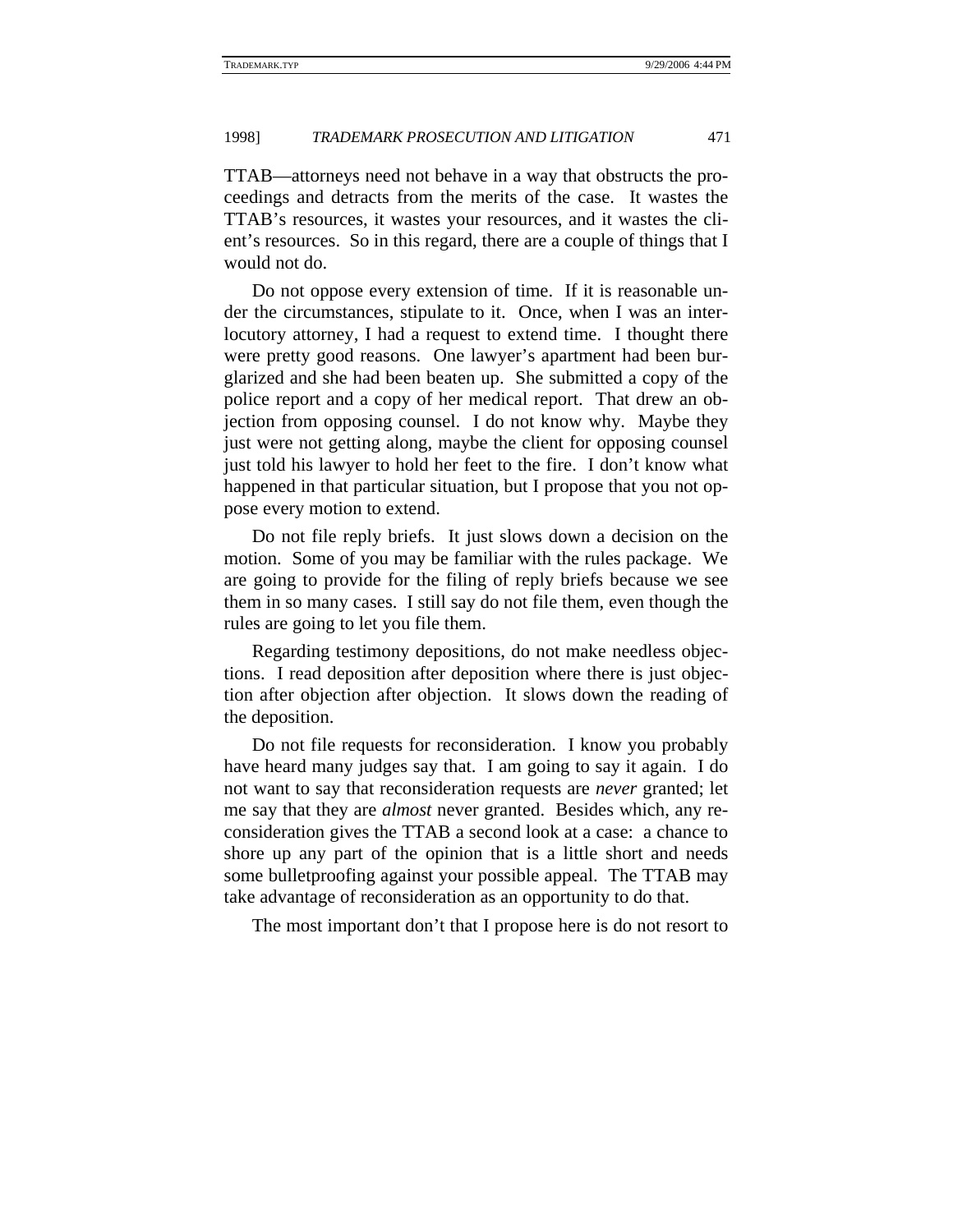TTAB—attorneys need not behave in a way that obstructs the proceedings and detracts from the merits of the case. It wastes the TTAB's resources, it wastes your resources, and it wastes the client's resources. So in this regard, there are a couple of things that I would not do.

Do not oppose every extension of time. If it is reasonable under the circumstances, stipulate to it. Once, when I was an interlocutory attorney, I had a request to extend time. I thought there were pretty good reasons. One lawyer's apartment had been burglarized and she had been beaten up. She submitted a copy of the police report and a copy of her medical report. That drew an objection from opposing counsel. I do not know why. Maybe they just were not getting along, maybe the client for opposing counsel just told his lawyer to hold her feet to the fire. I don't know what happened in that particular situation, but I propose that you not oppose every motion to extend.

Do not file reply briefs. It just slows down a decision on the motion. Some of you may be familiar with the rules package. We are going to provide for the filing of reply briefs because we see them in so many cases. I still say do not file them, even though the rules are going to let you file them.

Regarding testimony depositions, do not make needless objections. I read deposition after deposition where there is just objection after objection after objection. It slows down the reading of the deposition.

Do not file requests for reconsideration. I know you probably have heard many judges say that. I am going to say it again. I do not want to say that reconsideration requests are *never* granted; let me say that they are *almost* never granted. Besides which, any reconsideration gives the TTAB a second look at a case: a chance to shore up any part of the opinion that is a little short and needs some bulletproofing against your possible appeal. The TTAB may take advantage of reconsideration as an opportunity to do that.

The most important don't that I propose here is do not resort to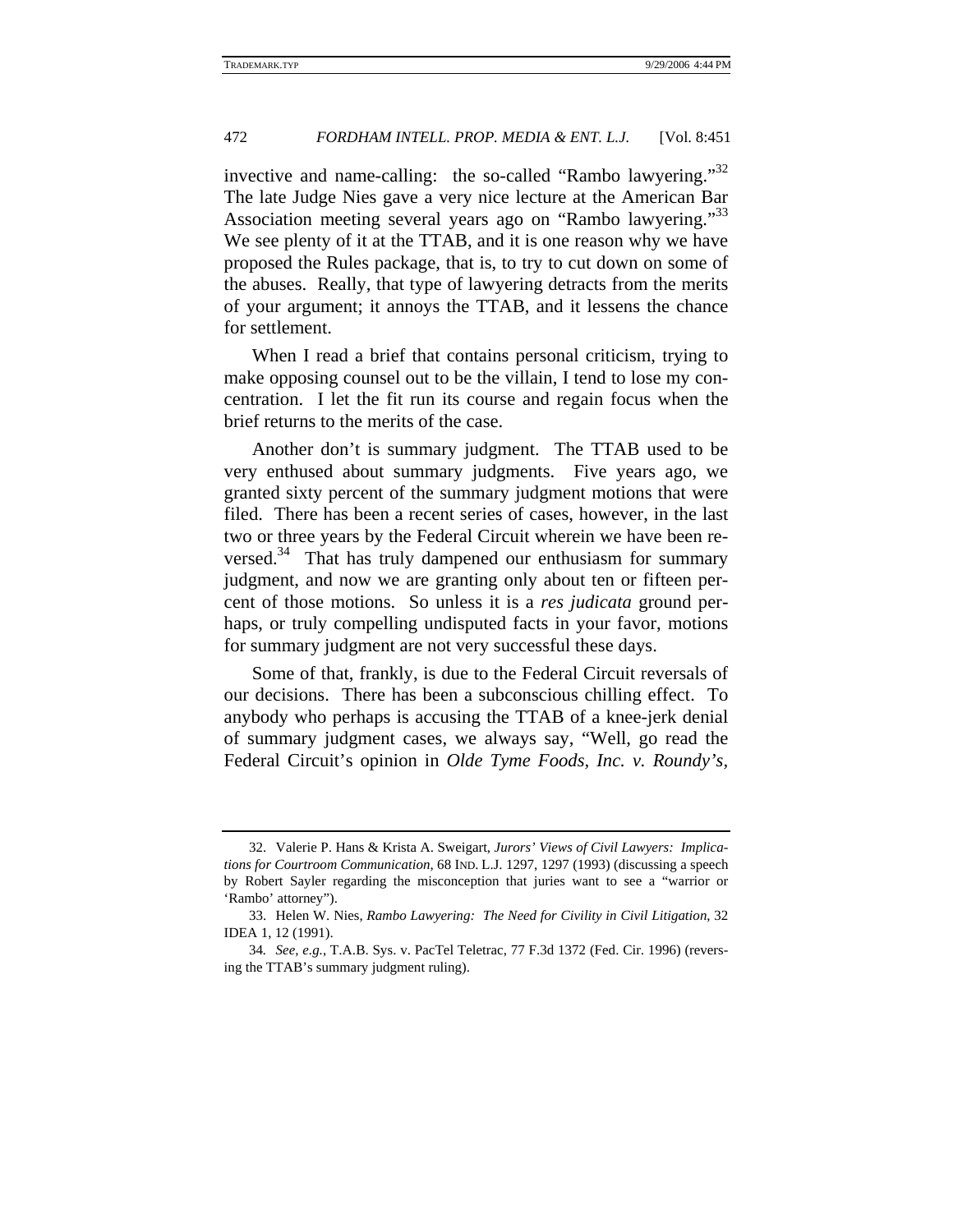invective and name-calling: the so-called "Rambo lawyering."[32] The late Judge Nies gave a very nice lecture at the American Bar Association meeting several years ago on "Rambo lawyering."[33] We see plenty of it at the TTAB, and it is one reason why we have proposed the Rules package, that is, to try to cut down on some of the abuses. Really, that type of lawyering detracts from the merits of your argument; it annoys the TTAB, and it lessens the chance for settlement.

When I read a brief that contains personal criticism, trying to make opposing counsel out to be the villain, I tend to lose my concentration. I let the fit run its course and regain focus when the brief returns to the merits of the case.

Another don't is summary judgment. The TTAB used to be very enthused about summary judgments. Five years ago, we granted sixty percent of the summary judgment motions that were filed. There has been a recent series of cases, however, in the last two or three years by the Federal Circuit wherein we have been reversed.[34] That has truly dampened our enthusiasm for summary judgment, and now we are granting only about ten or fifteen percent of those motions. So unless it is a *res judicata* ground perhaps, or truly compelling undisputed facts in your favor, motions for summary judgment are not very successful these days.

Some of that, frankly, is due to the Federal Circuit reversals of our decisions. There has been a subconscious chilling effect. To anybody who perhaps is accusing the TTAB of a knee-jerk denial of summary judgment cases, we always say, "Well, go read the Federal Circuit's opinion in *Olde Tyme Foods, Inc. v. Roundy's,*

---

32. Valerie P. Hans & Krista A. Sweigart, *Jurors' Views of Civil Lawyers: Implications for Courtroom Communication*, 68 IND. L.J. 1297, 1297 (1993) (discussing a speech by Robert Sayler regarding the misconception that juries want to see a "warrior or 'Rambo' attorney").

33. Helen W. Nies, *Rambo Lawyering: The Need for Civility in Civil Litigation*, 32 IDEA 1, 12 (1991).

34. *See, e.g.*, T.A.B. Sys. v. PacTel Teletrac, 77 F.3d 1372 (Fed. Cir. 1996) (reversing the TTAB's summary judgment ruling).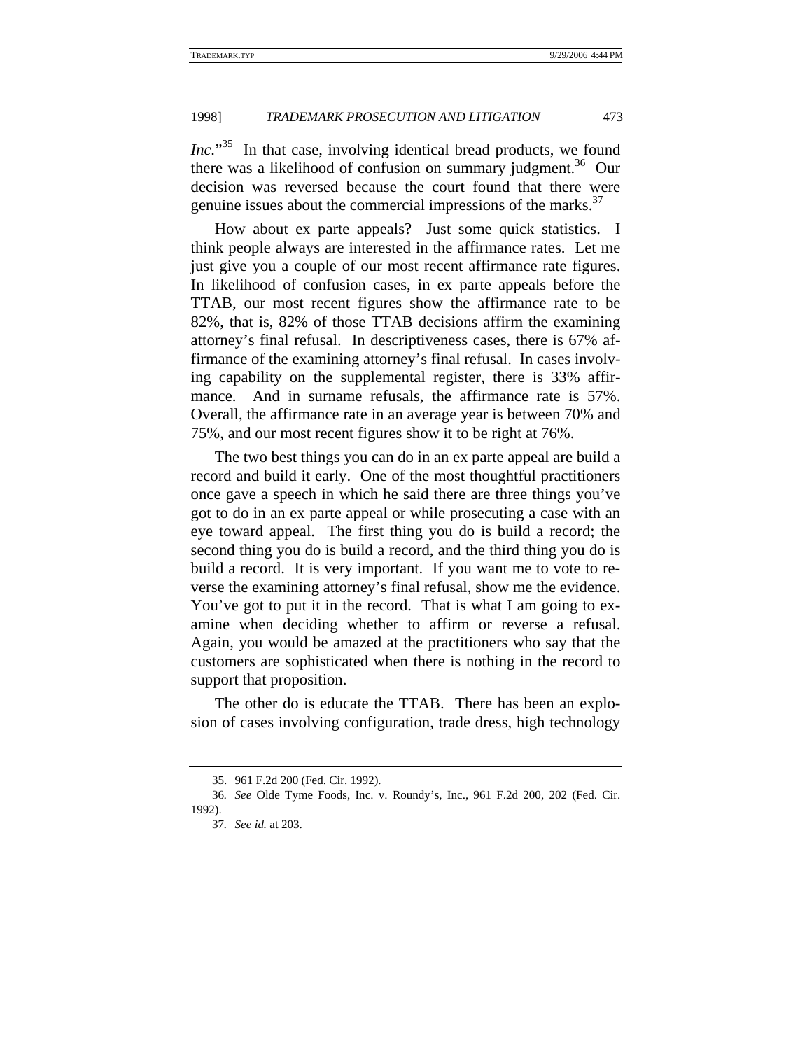*Inc.*"[35] In that case, involving identical bread products, we found there was a likelihood of confusion on summary judgment.[36] Our decision was reversed because the court found that there were genuine issues about the commercial impressions of the marks.[37]

How about ex parte appeals? Just some quick statistics. I think people always are interested in the affirmance rates. Let me just give you a couple of our most recent affirmance rate figures. In likelihood of confusion cases, in ex parte appeals before the TTAB, our most recent figures show the affirmance rate to be 82%, that is, 82% of those TTAB decisions affirm the examining attorney's final refusal. In descriptiveness cases, there is 67% affirmance of the examining attorney's final refusal. In cases involving capability on the supplemental register, there is 33% affirmance. And in surname refusals, the affirmance rate is 57%. Overall, the affirmance rate in an average year is between 70% and 75%, and our most recent figures show it to be right at 76%.

The two best things you can do in an ex parte appeal are build a record and build it early. One of the most thoughtful practitioners once gave a speech in which he said there are three things you've got to do in an ex parte appeal or while prosecuting a case with an eye toward appeal. The first thing you do is build a record; the second thing you do is build a record, and the third thing you do is build a record. It is very important. If you want me to vote to reverse the examining attorney's final refusal, show me the evidence. You've got to put it in the record. That is what I am going to examine when deciding whether to affirm or reverse a refusal. Again, you would be amazed at the practitioners who say that the customers are sophisticated when there is nothing in the record to support that proposition.

The other do is educate the TTAB. There has been an explosion of cases involving configuration, trade dress, high technology

---

35. 961 F.2d 200 (Fed. Cir. 1992).

36. *See* Olde Tyme Foods, Inc. v. Roundy's, Inc., 961 F.2d 200, 202 (Fed. Cir. 1992).

37. *See id.* at 203.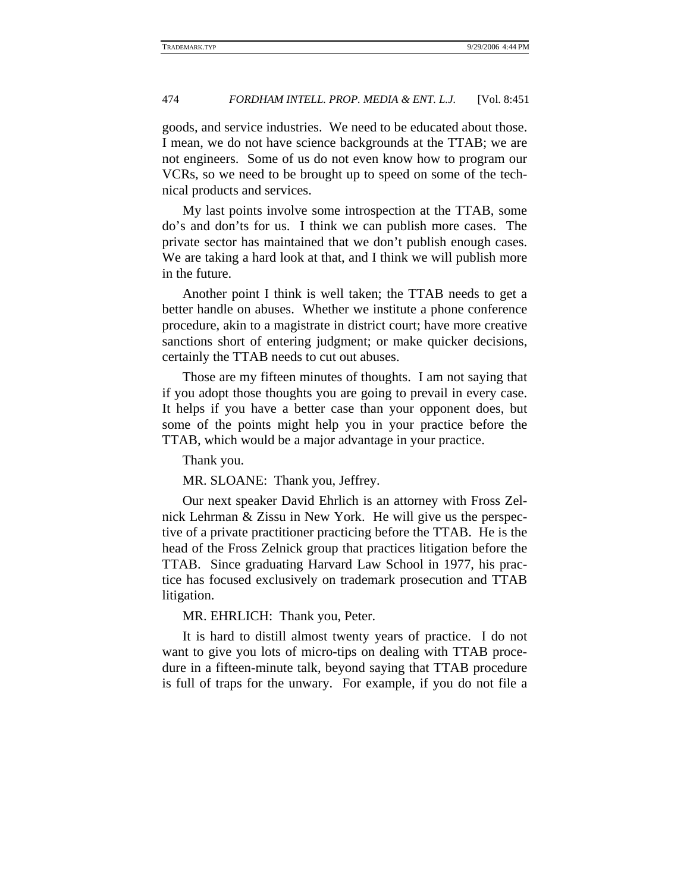goods, and service industries. We need to be educated about those. I mean, we do not have science backgrounds at the TTAB; we are not engineers. Some of us do not even know how to program our VCRs, so we need to be brought up to speed on some of the technical products and services.

My last points involve some introspection at the TTAB, some do's and don'ts for us. I think we can publish more cases. The private sector has maintained that we don't publish enough cases. We are taking a hard look at that, and I think we will publish more in the future.

Another point I think is well taken; the TTAB needs to get a better handle on abuses. Whether we institute a phone conference procedure, akin to a magistrate in district court; have more creative sanctions short of entering judgment; or make quicker decisions, certainly the TTAB needs to cut out abuses.

Those are my fifteen minutes of thoughts. I am not saying that if you adopt those thoughts you are going to prevail in every case. It helps if you have a better case than your opponent does, but some of the points might help you in your practice before the TTAB, which would be a major advantage in your practice.

Thank you.

MR. SLOANE: Thank you, Jeffrey.

Our next speaker David Ehrlich is an attorney with Fross Zelnick Lehrman & Zissu in New York. He will give us the perspective of a private practitioner practicing before the TTAB. He is the head of the Fross Zelnick group that practices litigation before the TTAB. Since graduating Harvard Law School in 1977, his practice has focused exclusively on trademark prosecution and TTAB litigation.

MR. EHRLICH: Thank you, Peter.

It is hard to distill almost twenty years of practice. I do not want to give you lots of micro-tips on dealing with TTAB procedure in a fifteen-minute talk, beyond saying that TTAB procedure is full of traps for the unwary. For example, if you do not file a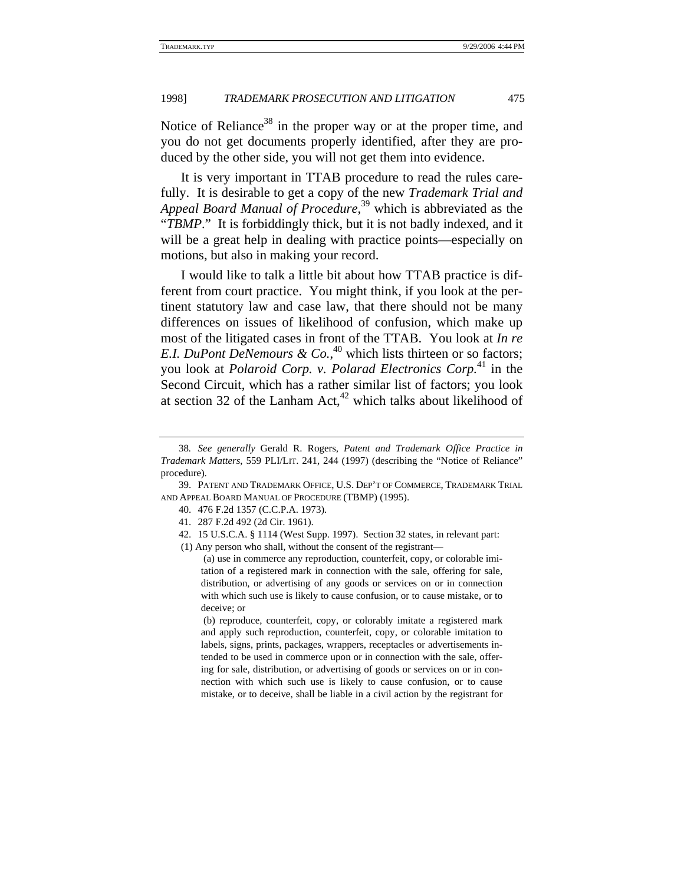Notice of Reliance[38] in the proper way or at the proper time, and you do not get documents properly identified, after they are produced by the other side, you will not get them into evidence.

It is very important in TTAB procedure to read the rules carefully. It is desirable to get a copy of the new *Trademark Trial and Appeal Board Manual of Procedure*,[39] which is abbreviated as the "*TBMP*." It is forbiddingly thick, but it is not badly indexed, and it will be a great help in dealing with practice points—especially on motions, but also in making your record.

I would like to talk a little bit about how TTAB practice is different from court practice. You might think, if you look at the pertinent statutory law and case law, that there should not be many differences on issues of likelihood of confusion, which make up most of the litigated cases in front of the TTAB. You look at *In re E.I. DuPont DeNemours & Co.*,[40] which lists thirteen or so factors; you look at *Polaroid Corp. v. Polarad Electronics Corp.*[41] in the Second Circuit, which has a rather similar list of factors; you look at section 32 of the Lanham Act,[42] which talks about likelihood of

---

38. *See generally* Gerald R. Rogers, *Patent and Trademark Office Practice in Trademark Matters*, 559 PLI/LIT. 241, 244 (1997) (describing the "Notice of Reliance" procedure).

39. PATENT AND TRADEMARK OFFICE, U.S. DEP'T OF COMMERCE, TRADEMARK TRIAL AND APPEAL BOARD MANUAL OF PROCEDURE (TBMP) (1995).

40. 476 F.2d 1357 (C.C.P.A. 1973).

41. 287 F.2d 492 (2d Cir. 1961).

42. 15 U.S.C.A. § 1114 (West Supp. 1997). Section 32 states, in relevant part:

(1) Any person who shall, without the consent of the registrant—

> (a) use in commerce any reproduction, counterfeit, copy, or colorable imitation of a registered mark in connection with the sale, offering for sale, distribution, or advertising of any goods or services on or in connection with which such use is likely to cause confusion, or to cause mistake, or to deceive; or
>
> (b) reproduce, counterfeit, copy, or colorably imitate a registered mark and apply such reproduction, counterfeit, copy, or colorable imitation to labels, signs, prints, packages, wrappers, receptacles or advertisements intended to be used in commerce upon or in connection with the sale, offering for sale, distribution, or advertising of goods or services on or in connection with which such use is likely to cause confusion, or to cause mistake, or to deceive, shall be liable in a civil action by the registrant for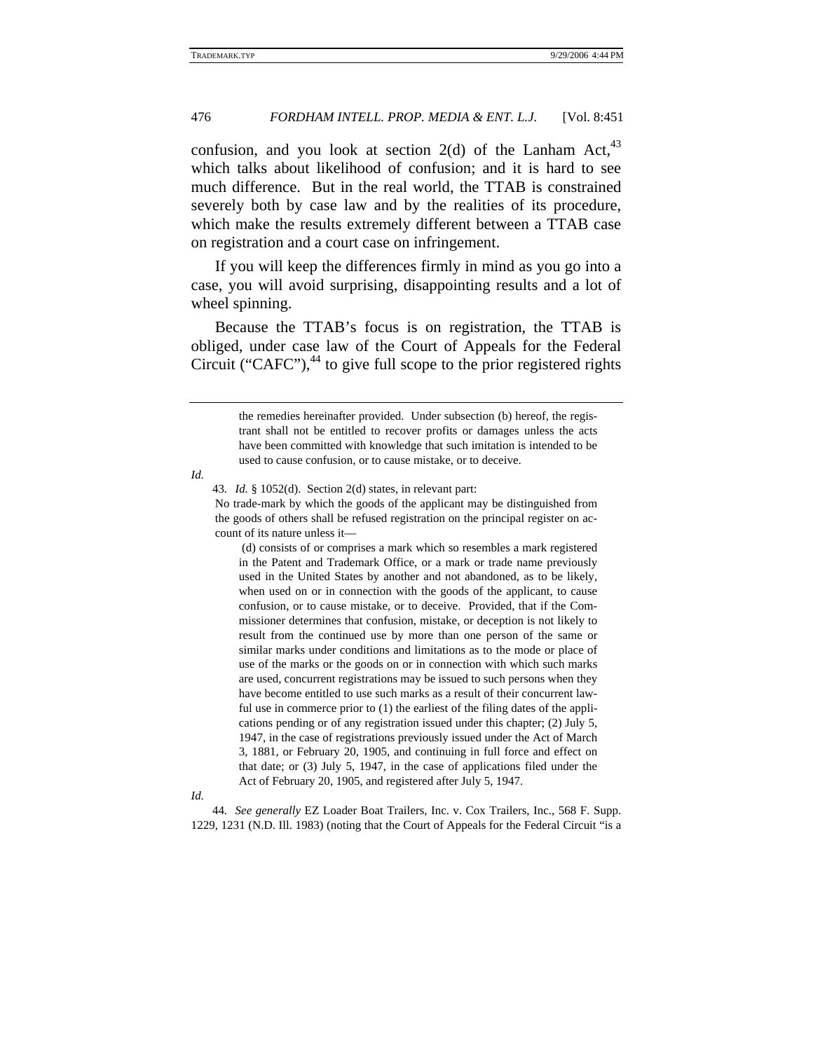confusion, and you look at section 2(d) of the Lanham Act,[43] which talks about likelihood of confusion; and it is hard to see much difference. But in the real world, the TTAB is constrained severely both by case law and by the realities of its procedure, which make the results extremely different between a TTAB case on registration and a court case on infringement.

If you will keep the differences firmly in mind as you go into a case, you will avoid surprising, disappointing results and a lot of wheel spinning.

Because the TTAB's focus is on registration, the TTAB is obliged, under case law of the Court of Appeals for the Federal Circuit ("CAFC"),[44] to give full scope to the prior registered rights

---

> the remedies hereinafter provided. Under subsection (b) hereof, the registrant shall not be entitled to recover profits or damages unless the acts have been committed with knowledge that such imitation is intended to be used to cause confusion, or to cause mistake, or to deceive.

*Id.*

43. *Id.* § 1052(d). Section 2(d) states, in relevant part:

> No trade-mark by which the goods of the applicant may be distinguished from the goods of others shall be refused registration on the principal register on account of its nature unless it—
>
> (d) consists of or comprises a mark which so resembles a mark registered in the Patent and Trademark Office, or a mark or trade name previously used in the United States by another and not abandoned, as to be likely, when used on or in connection with the goods of the applicant, to cause confusion, or to cause mistake, or to deceive. Provided, that if the Commissioner determines that confusion, mistake, or deception is not likely to result from the continued use by more than one person of the same or similar marks under conditions and limitations as to the mode or place of use of the marks or the goods on or in connection with which such marks are used, concurrent registrations may be issued to such persons when they have become entitled to use such marks as a result of their concurrent lawful use in commerce prior to (1) the earliest of the filing dates of the applications pending or of any registration issued under this chapter; (2) July 5, 1947, in the case of registrations previously issued under the Act of March 3, 1881, or February 20, 1905, and continuing in full force and effect on that date; or (3) July 5, 1947, in the case of applications filed under the Act of February 20, 1905, and registered after July 5, 1947.

*Id.*

44. *See generally* EZ Loader Boat Trailers, Inc. v. Cox Trailers, Inc., 568 F. Supp. 1229, 1231 (N.D. Ill. 1983) (noting that the Court of Appeals for the Federal Circuit "is a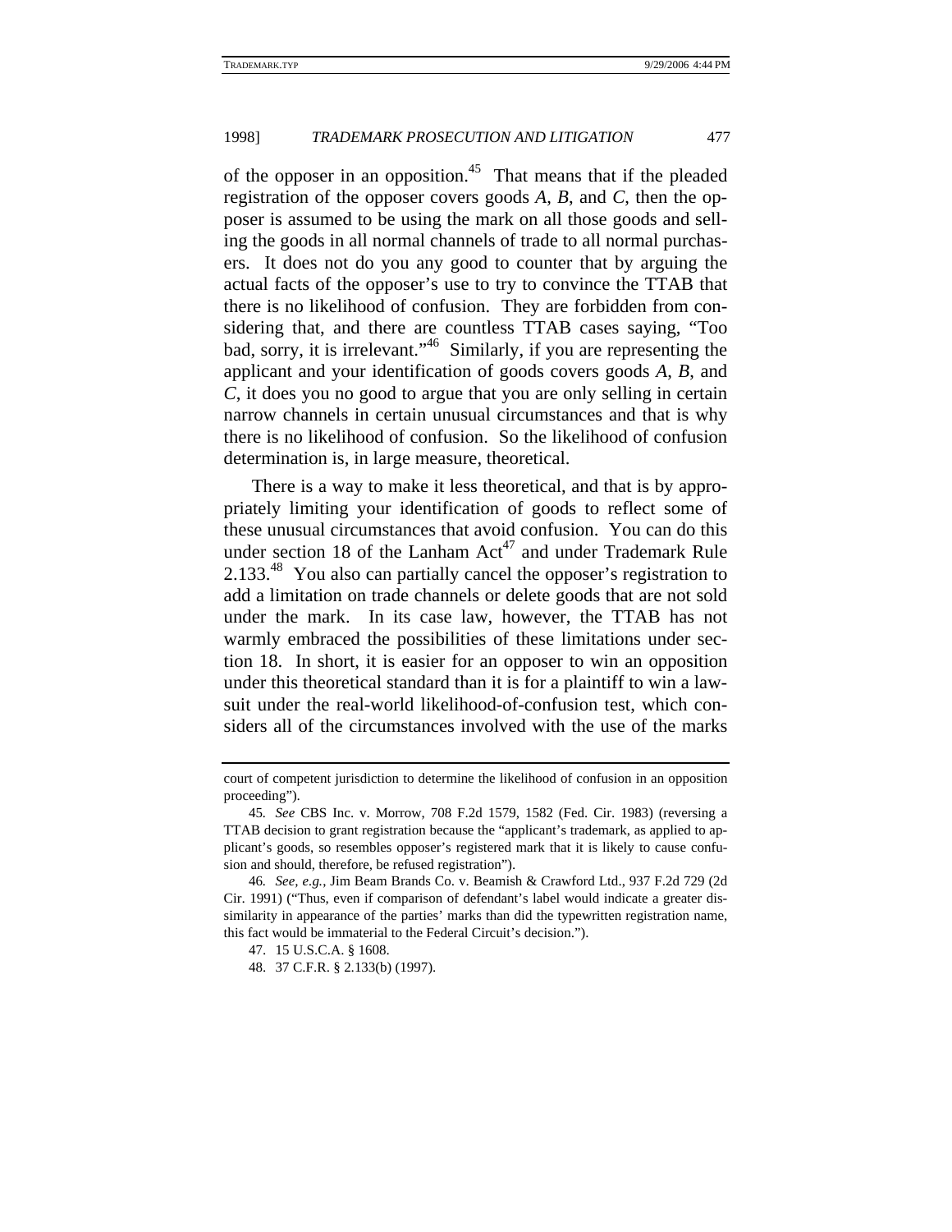of the opposer in an opposition.[45] That means that if the pleaded registration of the opposer covers goods *A*, *B*, and *C*, then the opposer is assumed to be using the mark on all those goods and selling the goods in all normal channels of trade to all normal purchasers. It does not do you any good to counter that by arguing the actual facts of the opposer's use to try to convince the TTAB that there is no likelihood of confusion. They are forbidden from considering that, and there are countless TTAB cases saying, "Too bad, sorry, it is irrelevant."[46] Similarly, if you are representing the applicant and your identification of goods covers goods *A*, *B*, and *C*, it does you no good to argue that you are only selling in certain narrow channels in certain unusual circumstances and that is why there is no likelihood of confusion. So the likelihood of confusion determination is, in large measure, theoretical.

There is a way to make it less theoretical, and that is by appropriately limiting your identification of goods to reflect some of these unusual circumstances that avoid confusion. You can do this under section 18 of the Lanham Act[47] and under Trademark Rule 2.133.[48] You also can partially cancel the opposer's registration to add a limitation on trade channels or delete goods that are not sold under the mark. In its case law, however, the TTAB has not warmly embraced the possibilities of these limitations under section 18. In short, it is easier for an opposer to win an opposition under this theoretical standard than it is for a plaintiff to win a lawsuit under the real-world likelihood-of-confusion test, which considers all of the circumstances involved with the use of the marks

---

court of competent jurisdiction to determine the likelihood of confusion in an opposition proceeding").

45. *See* CBS Inc. v. Morrow, 708 F.2d 1579, 1582 (Fed. Cir. 1983) (reversing a TTAB decision to grant registration because the "applicant's trademark, as applied to applicant's goods, so resembles opposer's registered mark that it is likely to cause confusion and should, therefore, be refused registration").

46. *See, e.g.*, Jim Beam Brands Co. v. Beamish & Crawford Ltd., 937 F.2d 729 (2d Cir. 1991) ("Thus, even if comparison of defendant's label would indicate a greater dissimilarity in appearance of the parties' marks than did the typewritten registration name, this fact would be immaterial to the Federal Circuit's decision.").

47. 15 U.S.C.A. § 1608.

48. 37 C.F.R. § 2.133(b) (1997).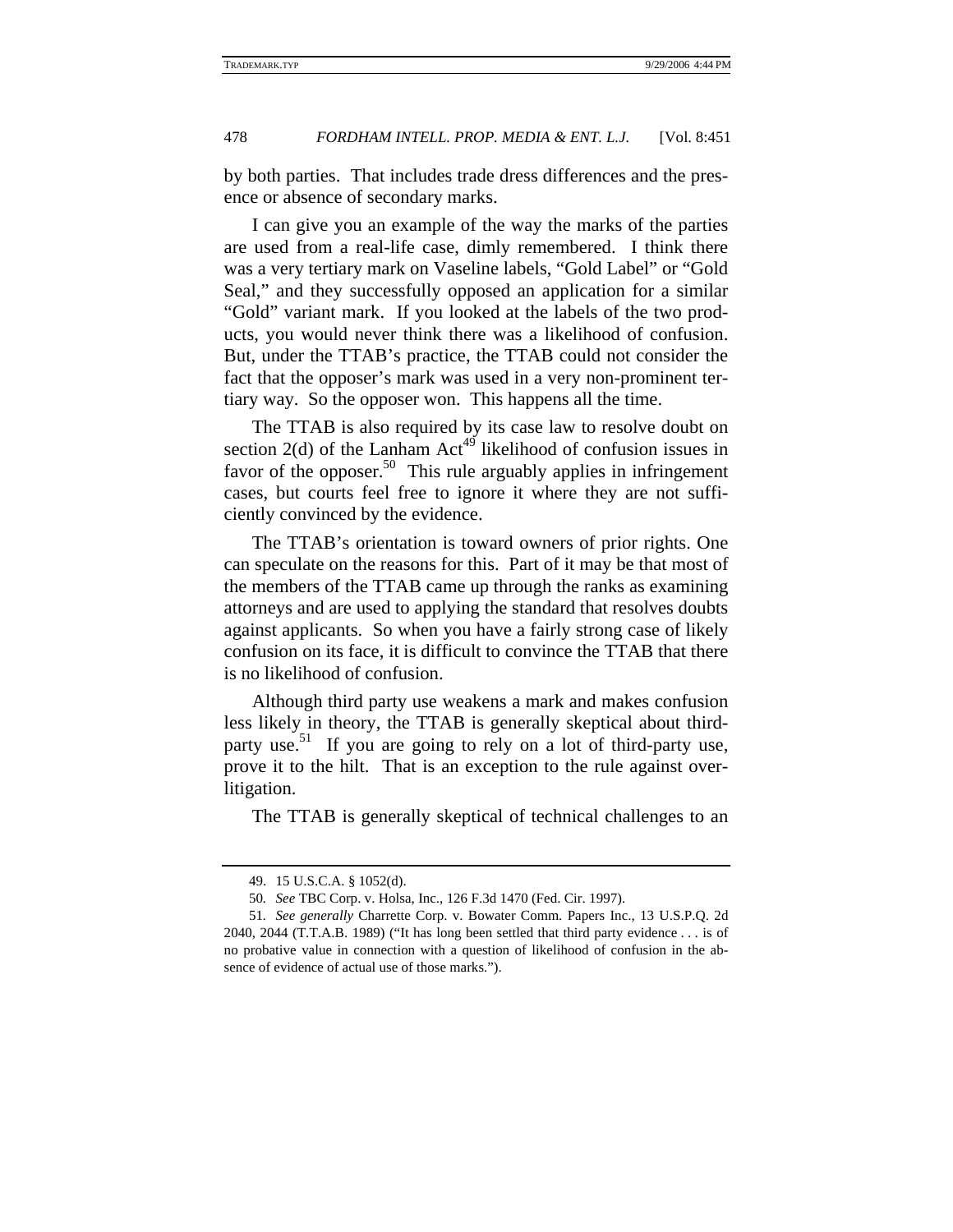by both parties. That includes trade dress differences and the presence or absence of secondary marks.

I can give you an example of the way the marks of the parties are used from a real-life case, dimly remembered. I think there was a very tertiary mark on Vaseline labels, "Gold Label" or "Gold Seal," and they successfully opposed an application for a similar "Gold" variant mark. If you looked at the labels of the two products, you would never think there was a likelihood of confusion. But, under the TTAB's practice, the TTAB could not consider the fact that the opposer's mark was used in a very non-prominent tertiary way. So the opposer won. This happens all the time.

The TTAB is also required by its case law to resolve doubt on section 2(d) of the Lanham Act[49] likelihood of confusion issues in favor of the opposer.[50] This rule arguably applies in infringement cases, but courts feel free to ignore it where they are not sufficiently convinced by the evidence.

The TTAB's orientation is toward owners of prior rights. One can speculate on the reasons for this. Part of it may be that most of the members of the TTAB came up through the ranks as examining attorneys and are used to applying the standard that resolves doubts against applicants. So when you have a fairly strong case of likely confusion on its face, it is difficult to convince the TTAB that there is no likelihood of confusion.

Although third party use weakens a mark and makes confusion less likely in theory, the TTAB is generally skeptical about third-party use.[51] If you are going to rely on a lot of third-party use, prove it to the hilt. That is an exception to the rule against over-litigation.

The TTAB is generally skeptical of technical challenges to an

---

49. 15 U.S.C.A. § 1052(d).

50. *See* TBC Corp. v. Holsa, Inc., 126 F.3d 1470 (Fed. Cir. 1997).

51. *See generally* Charrette Corp. v. Bowater Comm. Papers Inc., 13 U.S.P.Q. 2d 2040, 2044 (T.T.A.B. 1989) ("It has long been settled that third party evidence . . . is of no probative value in connection with a question of likelihood of confusion in the absence of evidence of actual use of those marks.").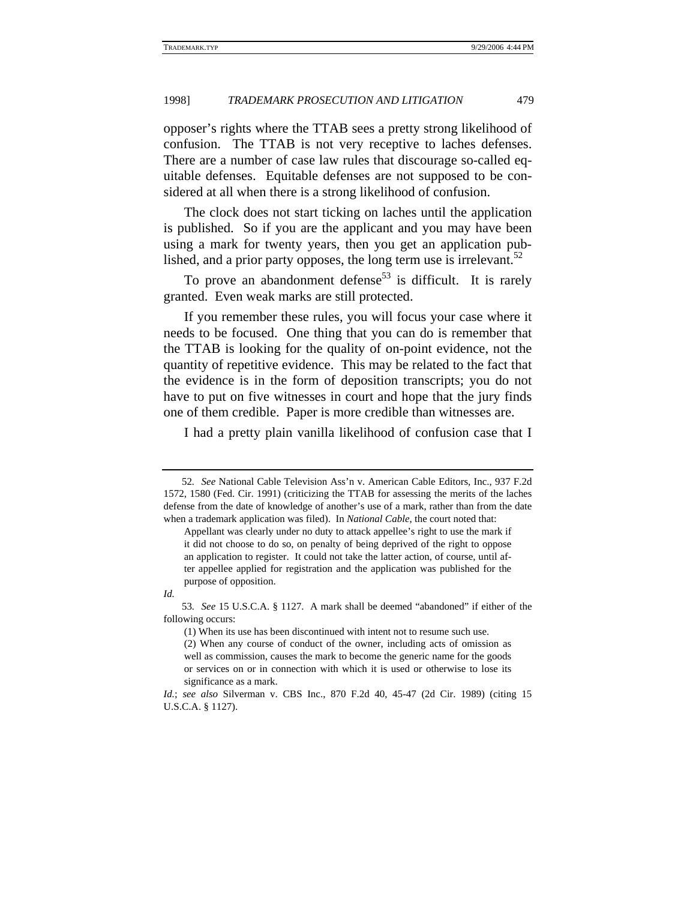opposer's rights where the TTAB sees a pretty strong likelihood of confusion. The TTAB is not very receptive to laches defenses. There are a number of case law rules that discourage so-called equitable defenses. Equitable defenses are not supposed to be considered at all when there is a strong likelihood of confusion.

The clock does not start ticking on laches until the application is published. So if you are the applicant and you may have been using a mark for twenty years, then you get an application published, and a prior party opposes, the long term use is irrelevant.[52]

To prove an abandonment defense[53] is difficult. It is rarely granted. Even weak marks are still protected.

If you remember these rules, you will focus your case where it needs to be focused. One thing that you can do is remember that the TTAB is looking for the quality of on-point evidence, not the quantity of repetitive evidence. This may be related to the fact that the evidence is in the form of deposition transcripts; you do not have to put on five witnesses in court and hope that the jury finds one of them credible. Paper is more credible than witnesses are.

I had a pretty plain vanilla likelihood of confusion case that I

---

52. *See* National Cable Television Ass'n v. American Cable Editors, Inc., 937 F.2d 1572, 1580 (Fed. Cir. 1991) (criticizing the TTAB for assessing the merits of the laches defense from the date of knowledge of another's use of a mark, rather than from the date when a trademark application was filed). In *National Cable*, the court noted that:

> Appellant was clearly under no duty to attack appellee's right to use the mark if it did not choose to do so, on penalty of being deprived of the right to oppose an application to register. It could not take the latter action, of course, until after appellee applied for registration and the application was published for the purpose of opposition.

*Id.*

53. *See* 15 U.S.C.A. § 1127. A mark shall be deemed "abandoned" if either of the following occurs:

> (1) When its use has been discontinued with intent not to resume such use.
>
> (2) When any course of conduct of the owner, including acts of omission as well as commission, causes the mark to become the generic name for the goods or services on or in connection with which it is used or otherwise to lose its significance as a mark.

*Id.*; *see also* Silverman v. CBS Inc., 870 F.2d 40, 45-47 (2d Cir. 1989) (citing 15 U.S.C.A. § 1127).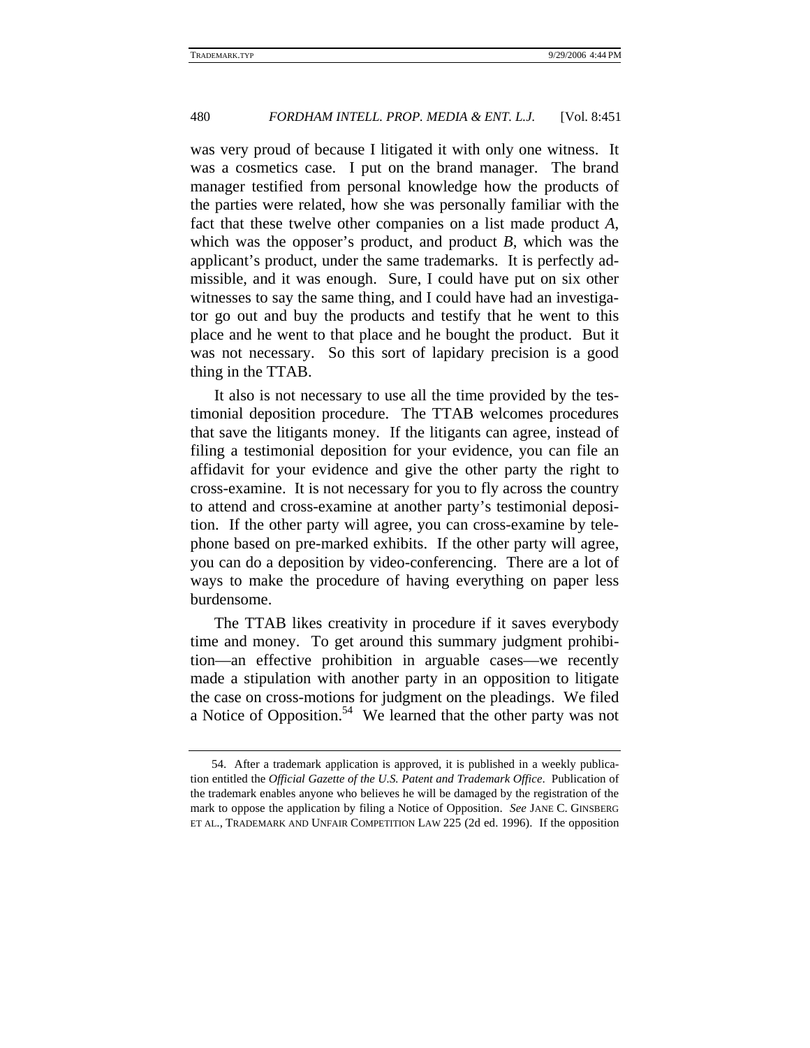was very proud of because I litigated it with only one witness. It was a cosmetics case. I put on the brand manager. The brand manager testified from personal knowledge how the products of the parties were related, how she was personally familiar with the fact that these twelve other companies on a list made product *A*, which was the opposer's product, and product *B*, which was the applicant's product, under the same trademarks. It is perfectly admissible, and it was enough. Sure, I could have put on six other witnesses to say the same thing, and I could have had an investigator go out and buy the products and testify that he went to this place and he went to that place and he bought the product. But it was not necessary. So this sort of lapidary precision is a good thing in the TTAB.

It also is not necessary to use all the time provided by the testimonial deposition procedure. The TTAB welcomes procedures that save the litigants money. If the litigants can agree, instead of filing a testimonial deposition for your evidence, you can file an affidavit for your evidence and give the other party the right to cross-examine. It is not necessary for you to fly across the country to attend and cross-examine at another party's testimonial deposition. If the other party will agree, you can cross-examine by telephone based on pre-marked exhibits. If the other party will agree, you can do a deposition by video-conferencing. There are a lot of ways to make the procedure of having everything on paper less burdensome.

The TTAB likes creativity in procedure if it saves everybody time and money. To get around this summary judgment prohibition—an effective prohibition in arguable cases—we recently made a stipulation with another party in an opposition to litigate the case on cross-motions for judgment on the pleadings. We filed a Notice of Opposition.[54] We learned that the other party was not

54. After a trademark application is approved, it is published in a weekly publication entitled the *Official Gazette of the U.S. Patent and Trademark Office*. Publication of the trademark enables anyone who believes he will be damaged by the registration of the mark to oppose the application by filing a Notice of Opposition. *See* JANE C. GINSBERG ET AL., TRADEMARK AND UNFAIR COMPETITION LAW 225 (2d ed. 1996). If the opposition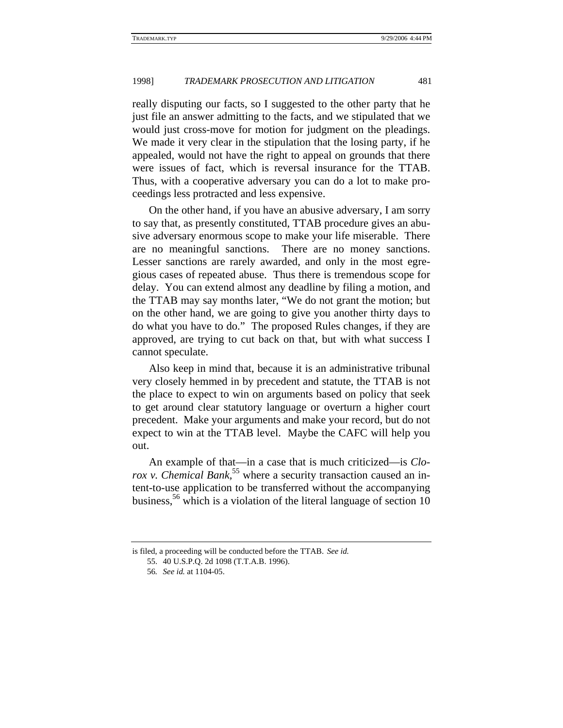really disputing our facts, so I suggested to the other party that he just file an answer admitting to the facts, and we stipulated that we would just cross-move for motion for judgment on the pleadings. We made it very clear in the stipulation that the losing party, if he appealed, would not have the right to appeal on grounds that there were issues of fact, which is reversal insurance for the TTAB. Thus, with a cooperative adversary you can do a lot to make proceedings less protracted and less expensive.

On the other hand, if you have an abusive adversary, I am sorry to say that, as presently constituted, TTAB procedure gives an abusive adversary enormous scope to make your life miserable. There are no meaningful sanctions. There are no money sanctions. Lesser sanctions are rarely awarded, and only in the most egregious cases of repeated abuse. Thus there is tremendous scope for delay. You can extend almost any deadline by filing a motion, and the TTAB may say months later, "We do not grant the motion; but on the other hand, we are going to give you another thirty days to do what you have to do." The proposed Rules changes, if they are approved, are trying to cut back on that, but with what success I cannot speculate.

Also keep in mind that, because it is an administrative tribunal very closely hemmed in by precedent and statute, the TTAB is not the place to expect to win on arguments based on policy that seek to get around clear statutory language or overturn a higher court precedent. Make your arguments and make your record, but do not expect to win at the TTAB level. Maybe the CAFC will help you out.

An example of that—in a case that is much criticized—is *Clorox v. Chemical Bank*,[55] where a security transaction caused an intent-to-use application to be transferred without the accompanying business,[56] which is a violation of the literal language of section 10

---

is filed, a proceeding will be conducted before the TTAB. *See id.*

55. 40 U.S.P.Q. 2d 1098 (T.T.A.B. 1996).

56. *See id.* at 1104-05.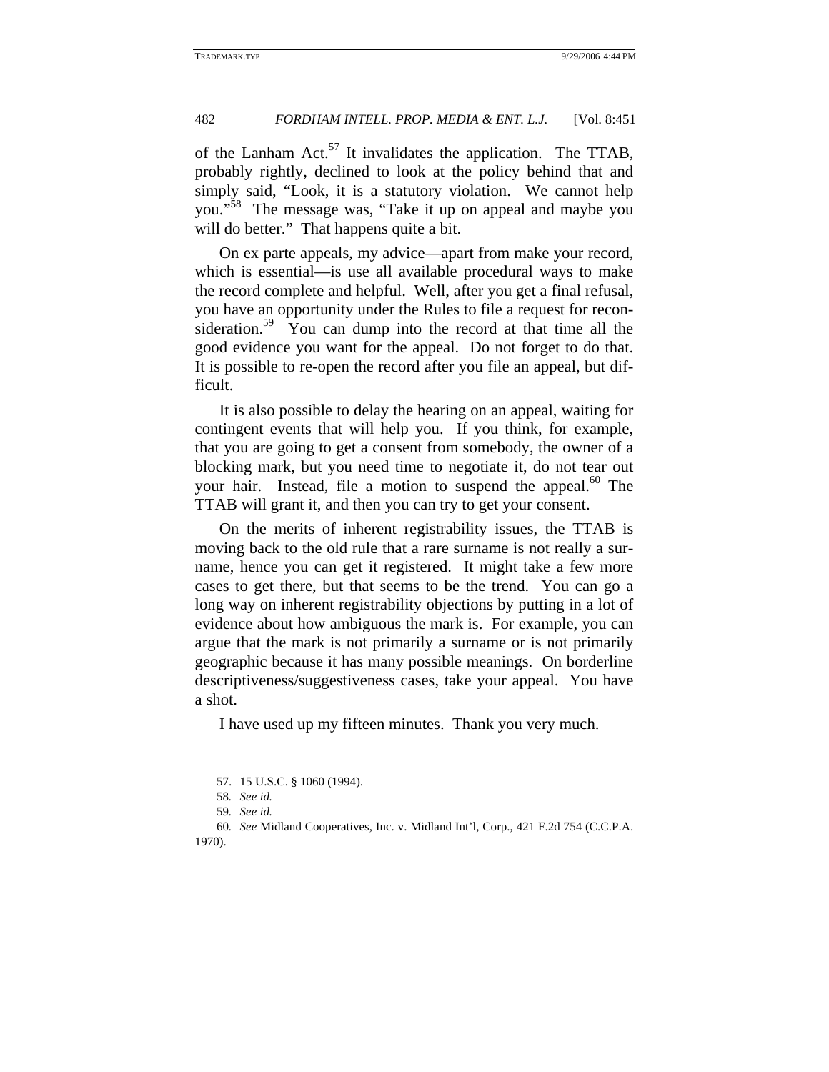of the Lanham Act.[57] It invalidates the application. The TTAB, probably rightly, declined to look at the policy behind that and simply said, "Look, it is a statutory violation. We cannot help you."[58] The message was, "Take it up on appeal and maybe you will do better." That happens quite a bit.

On ex parte appeals, my advice—apart from make your record, which is essential—is use all available procedural ways to make the record complete and helpful. Well, after you get a final refusal, you have an opportunity under the Rules to file a request for reconsideration.[59] You can dump into the record at that time all the good evidence you want for the appeal. Do not forget to do that. It is possible to re-open the record after you file an appeal, but difficult.

It is also possible to delay the hearing on an appeal, waiting for contingent events that will help you. If you think, for example, that you are going to get a consent from somebody, the owner of a blocking mark, but you need time to negotiate it, do not tear out your hair. Instead, file a motion to suspend the appeal.[60] The TTAB will grant it, and then you can try to get your consent.

On the merits of inherent registrability issues, the TTAB is moving back to the old rule that a rare surname is not really a surname, hence you can get it registered. It might take a few more cases to get there, but that seems to be the trend. You can go a long way on inherent registrability objections by putting in a lot of evidence about how ambiguous the mark is. For example, you can argue that the mark is not primarily a surname or is not primarily geographic because it has many possible meanings. On borderline descriptiveness/suggestiveness cases, take your appeal. You have a shot.

I have used up my fifteen minutes. Thank you very much.

---

57. 15 U.S.C. § 1060 (1994).

58. *See id.*

59. *See id.*

60. *See* Midland Cooperatives, Inc. v. Midland Int'l, Corp., 421 F.2d 754 (C.C.P.A. 1970).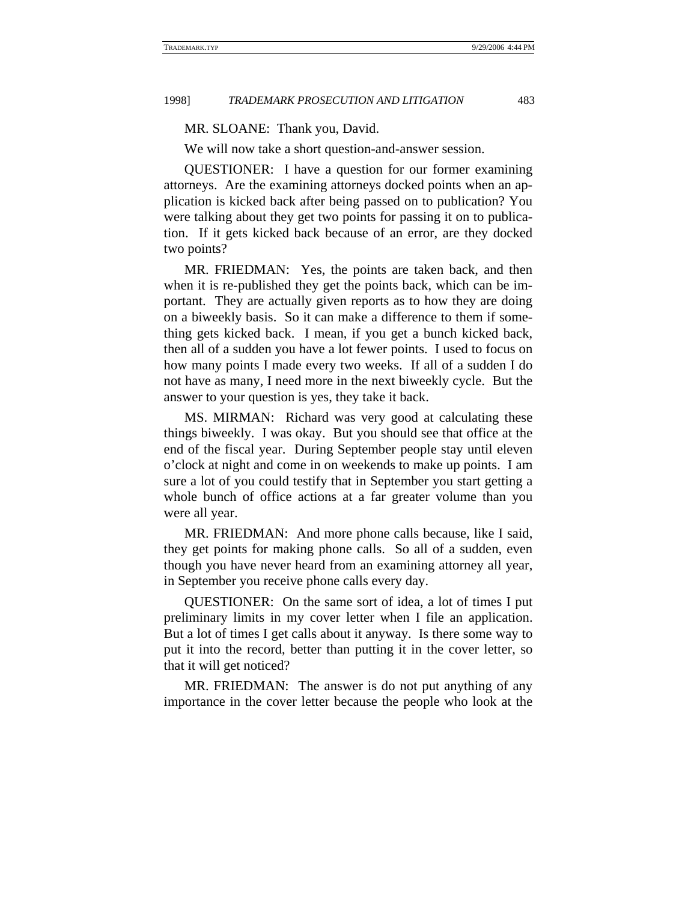MR. SLOANE: Thank you, David.

We will now take a short question-and-answer session.

QUESTIONER: I have a question for our former examining attorneys. Are the examining attorneys docked points when an application is kicked back after being passed on to publication? You were talking about they get two points for passing it on to publication. If it gets kicked back because of an error, are they docked two points?

MR. FRIEDMAN: Yes, the points are taken back, and then when it is re-published they get the points back, which can be important. They are actually given reports as to how they are doing on a biweekly basis. So it can make a difference to them if something gets kicked back. I mean, if you get a bunch kicked back, then all of a sudden you have a lot fewer points. I used to focus on how many points I made every two weeks. If all of a sudden I do not have as many, I need more in the next biweekly cycle. But the answer to your question is yes, they take it back.

MS. MIRMAN: Richard was very good at calculating these things biweekly. I was okay. But you should see that office at the end of the fiscal year. During September people stay until eleven o'clock at night and come in on weekends to make up points. I am sure a lot of you could testify that in September you start getting a whole bunch of office actions at a far greater volume than you were all year.

MR. FRIEDMAN: And more phone calls because, like I said, they get points for making phone calls. So all of a sudden, even though you have never heard from an examining attorney all year, in September you receive phone calls every day.

QUESTIONER: On the same sort of idea, a lot of times I put preliminary limits in my cover letter when I file an application. But a lot of times I get calls about it anyway. Is there some way to put it into the record, better than putting it in the cover letter, so that it will get noticed?

MR. FRIEDMAN: The answer is do not put anything of any importance in the cover letter because the people who look at the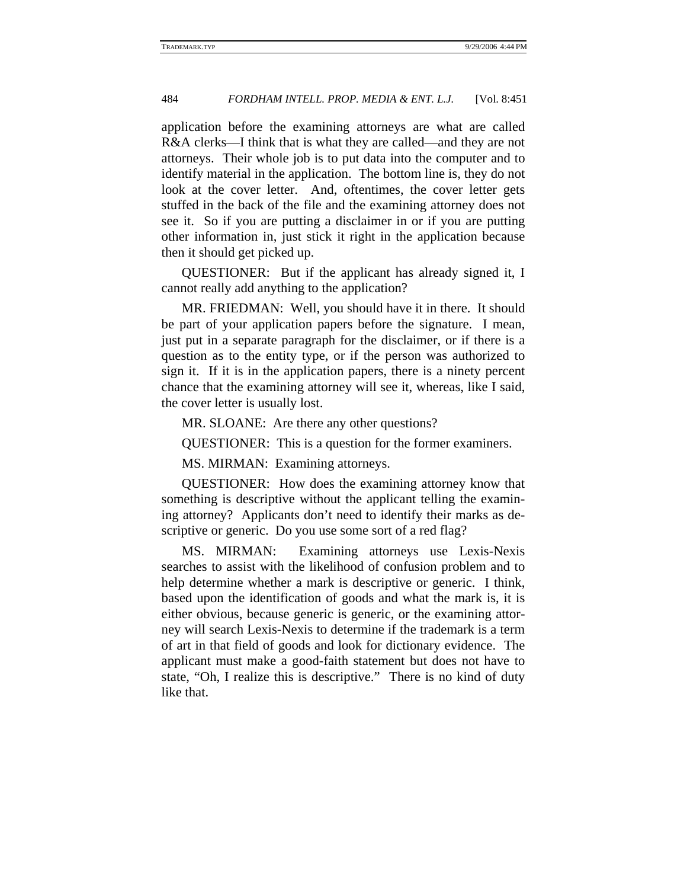application before the examining attorneys are what are called R&A clerks—I think that is what they are called—and they are not attorneys. Their whole job is to put data into the computer and to identify material in the application. The bottom line is, they do not look at the cover letter. And, oftentimes, the cover letter gets stuffed in the back of the file and the examining attorney does not see it. So if you are putting a disclaimer in or if you are putting other information in, just stick it right in the application because then it should get picked up.

QUESTIONER: But if the applicant has already signed it, I cannot really add anything to the application?

MR. FRIEDMAN: Well, you should have it in there. It should be part of your application papers before the signature. I mean, just put in a separate paragraph for the disclaimer, or if there is a question as to the entity type, or if the person was authorized to sign it. If it is in the application papers, there is a ninety percent chance that the examining attorney will see it, whereas, like I said, the cover letter is usually lost.

MR. SLOANE: Are there any other questions?

QUESTIONER: This is a question for the former examiners.

MS. MIRMAN: Examining attorneys.

QUESTIONER: How does the examining attorney know that something is descriptive without the applicant telling the examining attorney? Applicants don't need to identify their marks as descriptive or generic. Do you use some sort of a red flag?

MS. MIRMAN: Examining attorneys use Lexis-Nexis searches to assist with the likelihood of confusion problem and to help determine whether a mark is descriptive or generic. I think, based upon the identification of goods and what the mark is, it is either obvious, because generic is generic, or the examining attorney will search Lexis-Nexis to determine if the trademark is a term of art in that field of goods and look for dictionary evidence. The applicant must make a good-faith statement but does not have to state, "Oh, I realize this is descriptive." There is no kind of duty like that.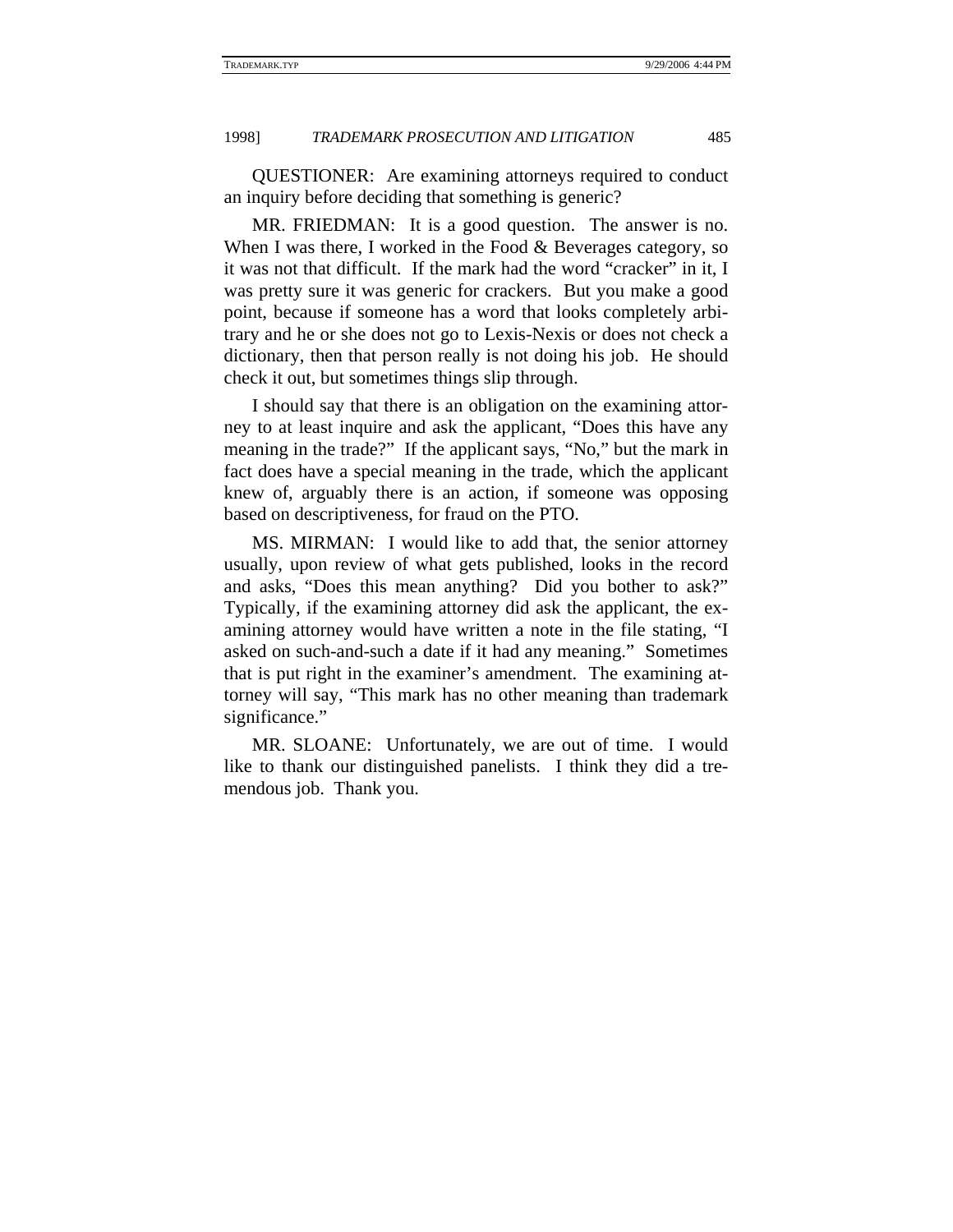QUESTIONER: Are examining attorneys required to conduct an inquiry before deciding that something is generic?

MR. FRIEDMAN: It is a good question. The answer is no. When I was there, I worked in the Food & Beverages category, so it was not that difficult. If the mark had the word "cracker" in it, I was pretty sure it was generic for crackers. But you make a good point, because if someone has a word that looks completely arbitrary and he or she does not go to Lexis-Nexis or does not check a dictionary, then that person really is not doing his job. He should check it out, but sometimes things slip through.

I should say that there is an obligation on the examining attorney to at least inquire and ask the applicant, "Does this have any meaning in the trade?" If the applicant says, "No," but the mark in fact does have a special meaning in the trade, which the applicant knew of, arguably there is an action, if someone was opposing based on descriptiveness, for fraud on the PTO.

MS. MIRMAN: I would like to add that, the senior attorney usually, upon review of what gets published, looks in the record and asks, "Does this mean anything? Did you bother to ask?" Typically, if the examining attorney did ask the applicant, the examining attorney would have written a note in the file stating, "I asked on such-and-such a date if it had any meaning." Sometimes that is put right in the examiner's amendment. The examining attorney will say, "This mark has no other meaning than trademark significance."

MR. SLOANE: Unfortunately, we are out of time. I would like to thank our distinguished panelists. I think they did a tremendous job. Thank you.